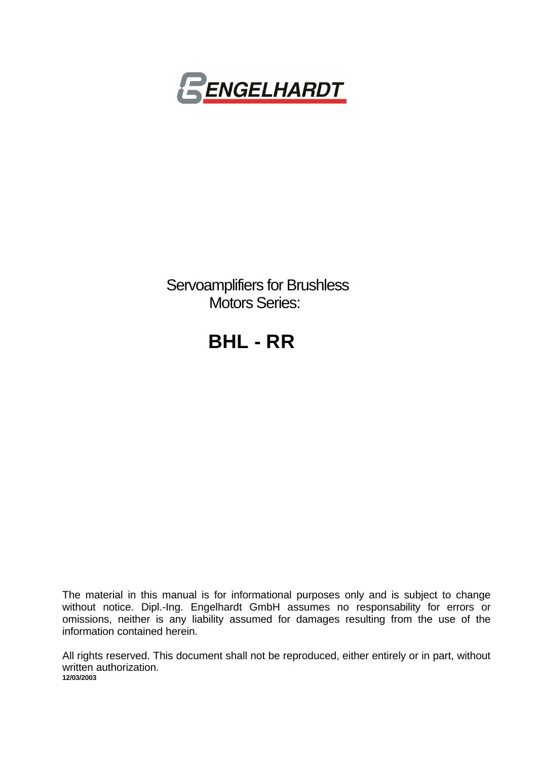ENGELHARDT

Servoamplifiers for Brushless Motors Series:

# BHL - RR

The material in this manual is for informational purposes only and is subject to change without notice. Dipl.-Ing. Engelhardt GmbH assumes no responsability for errors or omissions, neither is any liability assumed for damages resulting from the use of the information contained herein.

All rights reserved. This document shall not be reproduced, either entirely or in part, without written authorization.

**12/03/2003**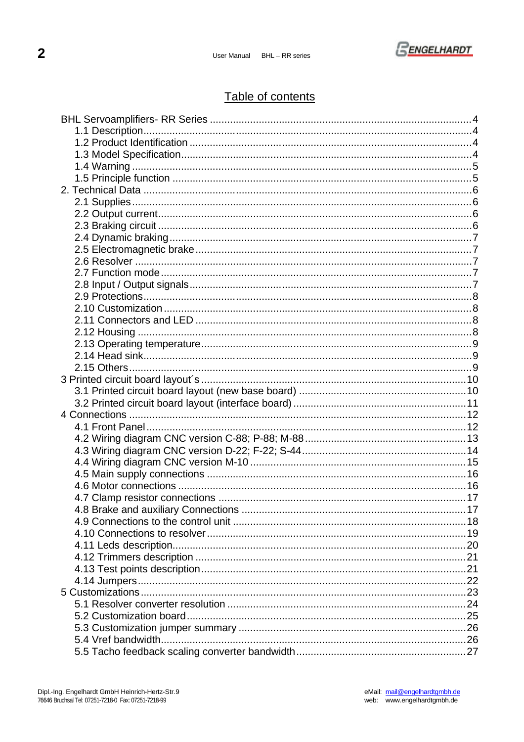## Table of contents

- BHL Servoamplifiers- RR Series ........................................................................................4
  - 1.1 Description.......................................................................................................4
  - 1.2 Product Identification .......................................................................................4
  - 1.3 Model Specification...........................................................................................4
  - 1.4 Warning ...........................................................................................................5
  - 1.5 Principle function .............................................................................................5
- 2. Technical Data ......................................................................................................6
  - 2.1 Supplies............................................................................................................6
  - 2.2 Output current...................................................................................................6
  - 2.3 Braking circuit ...................................................................................................6
  - 2.4 Dynamic braking...............................................................................................7
  - 2.5 Electromagnetic brake.......................................................................................7
  - 2.6 Resolver ...........................................................................................................7
  - 2.7 Function mode...................................................................................................7
  - 2.8 Input / Output signals.........................................................................................7
  - 2.9 Protections........................................................................................................8
  - 2.10 Customization..................................................................................................8
  - 2.11 Connectors and LED .......................................................................................8
  - 2.12 Housing ..........................................................................................................8
  - 2.13 Operating temperature.....................................................................................9
  - 2.14 Head sink.........................................................................................................9
  - 2.15 Others..............................................................................................................9
- 3 Printed circuit board layout´s ..................................................................................10
  - 3.1 Printed circuit board layout (new base board) ..................................................10
  - 3.2 Printed circuit board layout (interface board) ....................................................11
- 4 Connections ..........................................................................................................12
  - 4.1 Front Panel ......................................................................................................12
  - 4.2 Wiring diagram CNC version C-88; P-88; M-88................................................13
  - 4.3 Wiring diagram CNC version D-22; F-22; S-44.................................................14
  - 4.4 Wiring diagram CNC version M-10 ...................................................................15
  - 4.5 Main supply connections .................................................................................16
  - 4.6 Motor connections ...........................................................................................16
  - 4.7 Clamp resistor connections .............................................................................17
  - 4.8 Brake and auxiliary Connections .....................................................................17
  - 4.9 Connections to the control unit ........................................................................18
  - 4.10 Connections to resolver..................................................................................19
  - 4.11 Leds description..............................................................................................20
  - 4.12 Trimmers description ......................................................................................21
  - 4.13 Test points description....................................................................................21
  - 4.14 Jumpers..........................................................................................................22
- 5 Customizations.......................................................................................................23
  - 5.1 Resolver converter resolution ..........................................................................24
  - 5.2 Customization board........................................................................................25
  - 5.3 Customization jumper summary ......................................................................26
  - 5.4 Vref bandwidth.................................................................................................26
  - 5.5 Tacho feedback scaling converter bandwidth...................................................27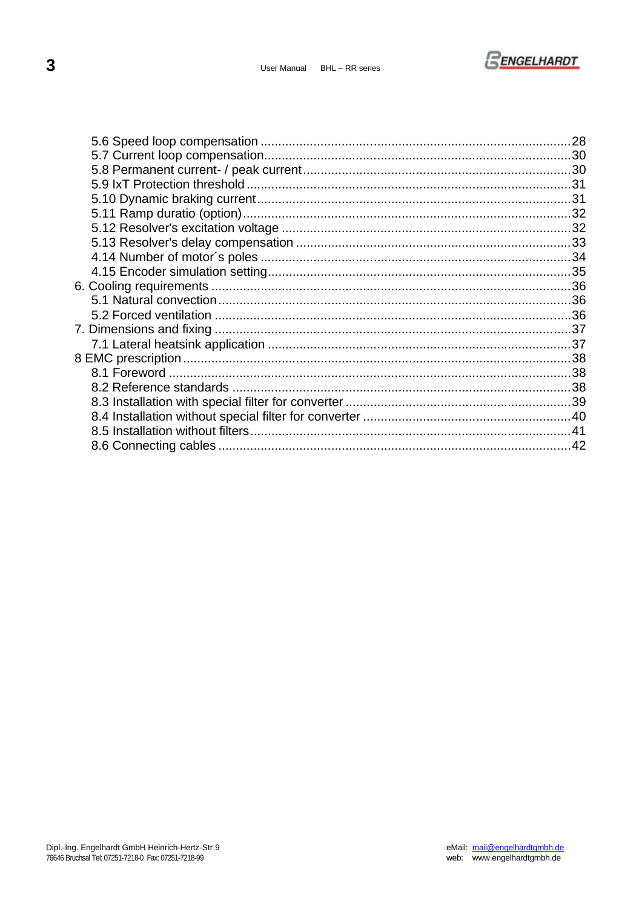5.6 Speed loop compensation ........................................................................................28
5.7 Current loop compensation.......................................................................................30
5.8 Permanent current- / peak current............................................................................30
5.9 IxT Protection threshold ............................................................................................31
5.10 Dynamic braking current.........................................................................................31
5.11 Ramp duratio (option)..............................................................................................32
5.12 Resolver's excitation voltage ..................................................................................32
5.13 Resolver's delay compensation ..............................................................................33
4.14 Number of motor´s poles ........................................................................................34
4.15 Encoder simulation setting.......................................................................................35
6. Cooling requirements .....................................................................................................36
5.1 Natural convection.....................................................................................................36
5.2 Forced ventilation ......................................................................................................36
7. Dimensions and fixing .....................................................................................................37
7.1 Lateral heatsink application .......................................................................................37
8 EMC prescription...............................................................................................................38
8.1 Foreword ...................................................................................................................38
8.2 Reference standards .................................................................................................38
8.3 Installation with special filter for converter .................................................................39
8.4 Installation without special filter for converter ............................................................40
8.5 Installation without filters............................................................................................41
8.6 Connecting cables .....................................................................................................42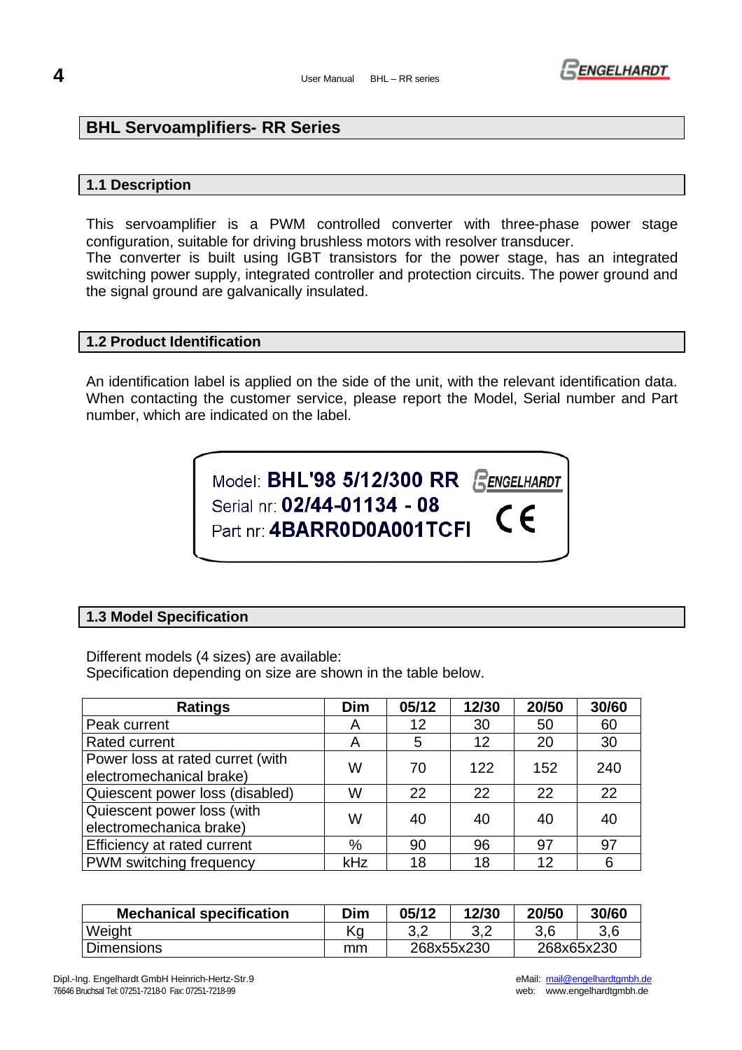## BHL Servoamplifiers- RR Series

### 1.1 Description

This servoamplifier is a PWM controlled converter with three-phase power stage configuration, suitable for driving brushless motors with resolver transducer.
The converter is built using IGBT transistors for the power stage, has an integrated switching power supply, integrated controller and protection circuits. The power ground and the signal ground are galvanically insulated.

### 1.2 Product Identification

An identification label is applied on the side of the unit, with the relevant identification data. When contacting the customer service, please report the Model, Serial number and Part number, which are indicated on the label.

Model: **BHL'98 5/12/300 RR**
Serial nr: **02/44-01134 - 08**
Part nr: **4BARR0D0A001TCFI**

ENGELHARDT CE

### 1.3 Model Specification

Different models (4 sizes) are available:
Specification depending on size are shown in the table below.

| Ratings | Dim | 05/12 | 12/30 | 20/50 | 30/60 |
|---|---|---|---|---|---|
| Peak current | A | 12 | 30 | 50 | 60 |
| Rated current | A | 5 | 12 | 20 | 30 |
| Power loss at rated curret (with electromechanical brake) | W | 70 | 122 | 152 | 240 |
| Quiescent power loss (disabled) | W | 22 | 22 | 22 | 22 |
| Quiescent power loss (with electromechanica brake) | W | 40 | 40 | 40 | 40 |
| Efficiency at rated current | % | 90 | 96 | 97 | 97 |
| PWM switching frequency | kHz | 18 | 18 | 12 | 6 |

| Mechanical specification | Dim | 05/12 | 12/30 | 20/50 | 30/60 |
|---|---|---|---|---|---|
| Weight | Kg | 3,2 | 3,2 | 3,6 | 3,6 |
| Dimensions | mm | 268x55x230 | | 268x65x230 | |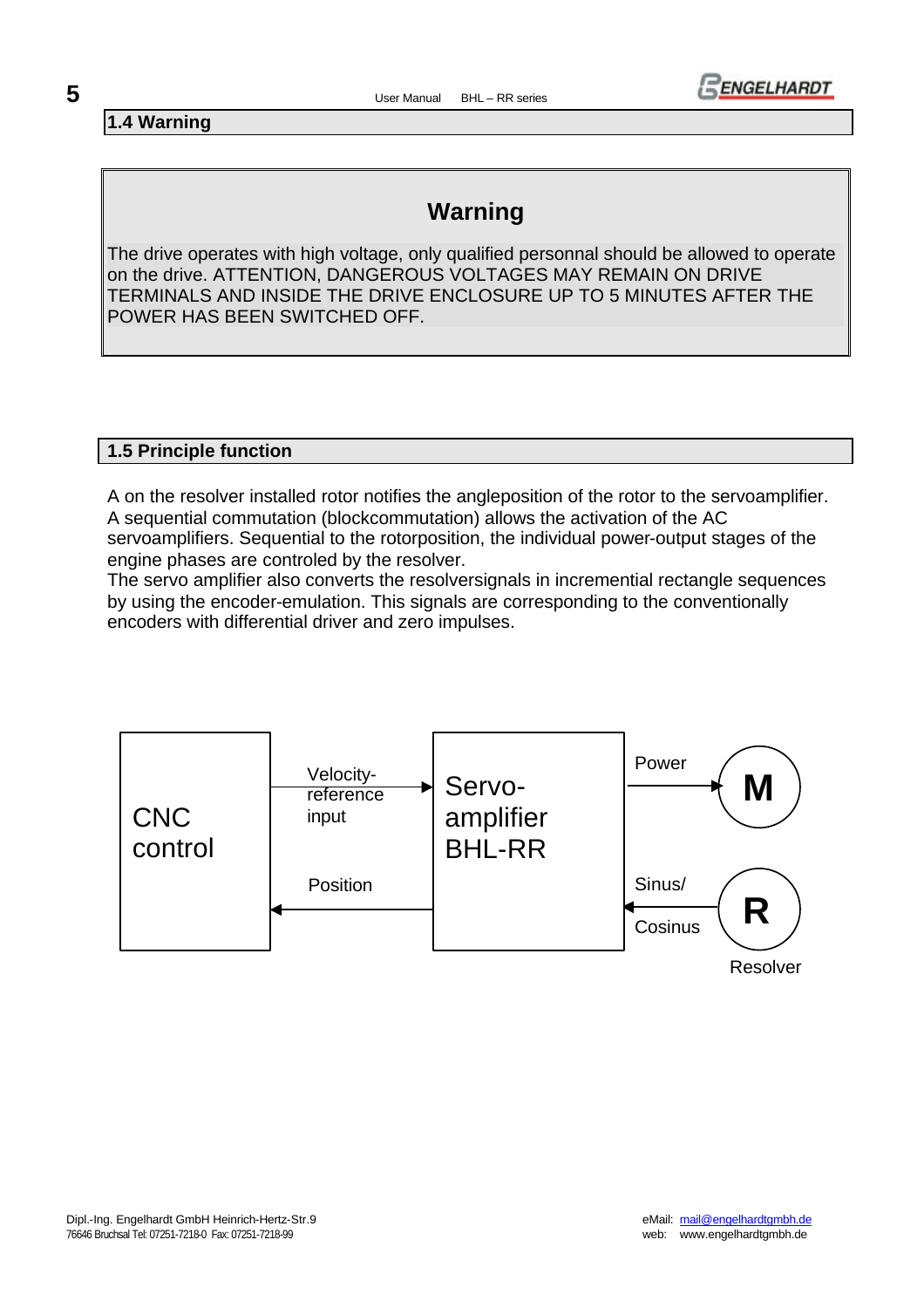## 1.4 Warning

**Warning**

The drive operates with high voltage, only qualified personnal should be allowed to operate on the drive. ATTENTION, DANGEROUS VOLTAGES MAY REMAIN ON DRIVE TERMINALS AND INSIDE THE DRIVE ENCLOSURE UP TO 5 MINUTES AFTER THE POWER HAS BEEN SWITCHED OFF.

## 1.5 Principle function

A on the resolver installed rotor notifies the angleposition of the rotor to the servoamplifier. A sequential commutation (blockcommutation) allows the activation of the AC servoamplifiers. Sequential to the rotorposition, the individual power-output stages of the engine phases are controled by the resolver.
The servo amplifier also converts the resolversignals in incremential rectangle sequences by using the encoder-emulation. This signals are corresponding to the conventionally encoders with differential driver and zero impulses.

CNC control

Velocity-reference input

Position

Servo-amplifier BHL-RR

Power

M

Sinus/ Cosinus

R

Resolver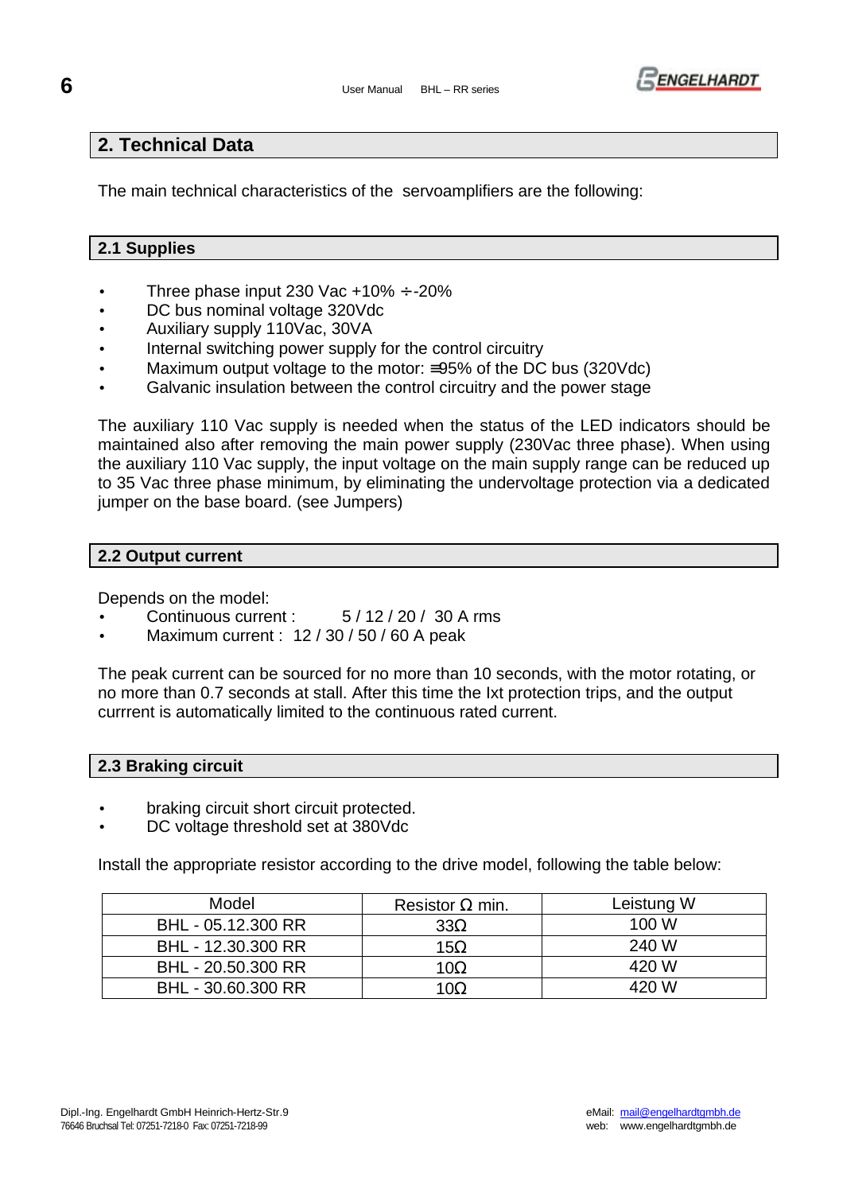## 2. Technical Data

The main technical characteristics of the servoamplifiers are the following:

### 2.1 Supplies

- Three phase input 230 Vac +10% ÷-20%
- DC bus nominal voltage 320Vdc
- Auxiliary supply 110Vac, 30VA
- Internal switching power supply for the control circuitry
- Maximum output voltage to the motor: ≅95% of the DC bus (320Vdc)
- Galvanic insulation between the control circuitry and the power stage

The auxiliary 110 Vac supply is needed when the status of the LED indicators should be maintained also after removing the main power supply (230Vac three phase). When using the auxiliary 110 Vac supply, the input voltage on the main supply range can be reduced up to 35 Vac three phase minimum, by eliminating the undervoltage protection via a dedicated jumper on the base board. (see Jumpers)

### 2.2 Output current

Depends on the model:

- Continuous current : 5 / 12 / 20 / 30 A rms
- Maximum current : 12 / 30 / 50 / 60 A peak

The peak current can be sourced for no more than 10 seconds, with the motor rotating, or no more than 0.7 seconds at stall. After this time the Ixt protection trips, and the output currrent is automatically limited to the continuous rated current.

### 2.3 Braking circuit

- braking circuit short circuit protected.
- DC voltage threshold set at 380Vdc

Install the appropriate resistor according to the drive model, following the table below:

| Model | Resistor Ω min. | Leistung W |
|---|---|---|
| BHL - 05.12.300 RR | 33Ω | 100 W |
| BHL - 12.30.300 RR | 15Ω | 240 W |
| BHL - 20.50.300 RR | 10Ω | 420 W |
| BHL - 30.60.300 RR | 10Ω | 420 W |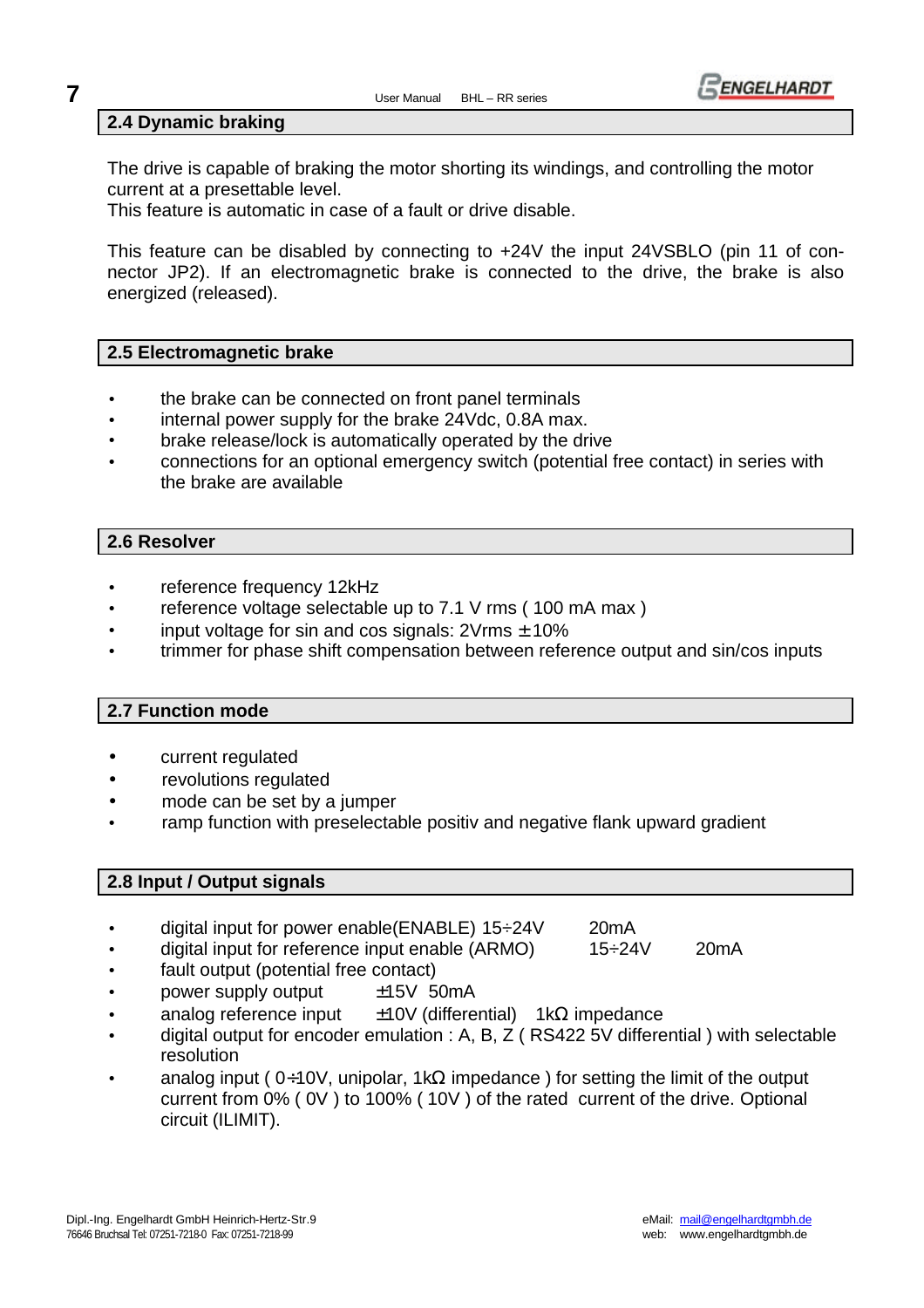## 2.4 Dynamic braking

The drive is capable of braking the motor shorting its windings, and controlling the motor current at a presettable level.
This feature is automatic in case of a fault or drive disable.

This feature can be disabled by connecting to +24V the input 24VSBLO (pin 11 of connector JP2). If an electromagnetic brake is connected to the drive, the brake is also energized (released).

## 2.5 Electromagnetic brake

- the brake can be connected on front panel terminals
- internal power supply for the brake 24Vdc, 0.8A max.
- brake release/lock is automatically operated by the drive
- connections for an optional emergency switch (potential free contact) in series with the brake are available

## 2.6 Resolver

- reference frequency 12kHz
- reference voltage selectable up to 7.1 V rms ( 100 mA max )
- input voltage for sin and cos signals: 2Vrms ± 10%
- trimmer for phase shift compensation between reference output and sin/cos inputs

## 2.7 Function mode

- current regulated
- revolutions regulated
- mode can be set by a jumper
- ramp function with preselectable positiv and negative flank upward gradient

## 2.8 Input / Output signals

- digital input for power enable(ENABLE) 15÷24V 20mA
- digital input for reference input enable (ARMO) 15÷24V 20mA
- fault output (potential free contact)
- power supply output ±15V 50mA
- analog reference input ±10V (differential) 1kΩ impedance
- digital output for encoder emulation : A, B, Z ( RS422 5V differential ) with selectable resolution
- analog input ( 0÷10V, unipolar, 1kΩ impedance ) for setting the limit of the output current from 0% ( 0V ) to 100% ( 10V ) of the rated current of the drive. Optional circuit (ILIMIT).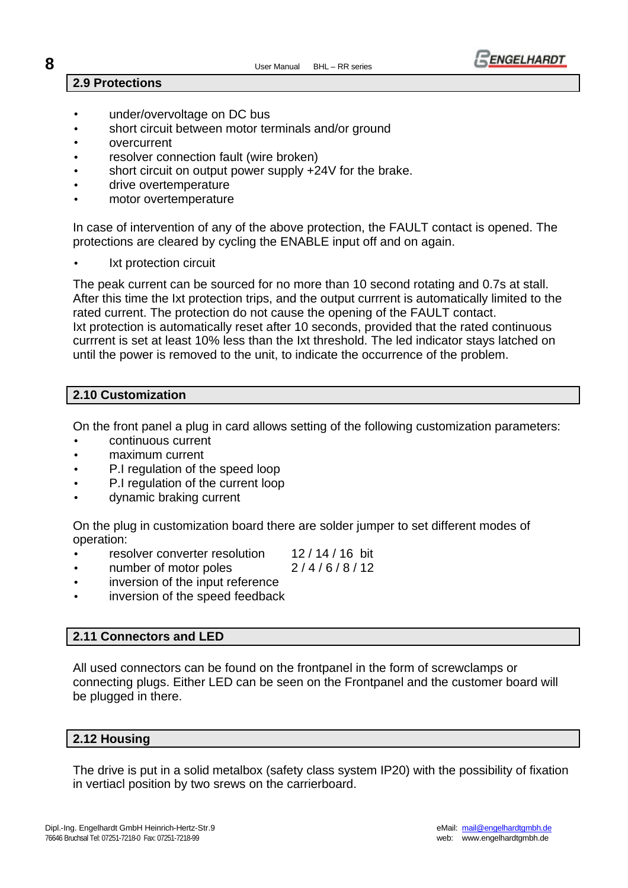## 2.9 Protections

- under/overvoltage on DC bus
- short circuit between motor terminals and/or ground
- overcurrent
- resolver connection fault (wire broken)
- short circuit on output power supply +24V for the brake.
- drive overtemperature
- motor overtemperature

In case of intervention of any of the above protection, the FAULT contact is opened. The protections are cleared by cycling the ENABLE input off and on again.

- Ixt protection circuit

The peak current can be sourced for no more than 10 second rotating and 0.7s at stall. After this time the Ixt protection trips, and the output currrent is automatically limited to the rated current. The protection do not cause the opening of the FAULT contact.
Ixt protection is automatically reset after 10 seconds, provided that the rated continuous currrent is set at least 10% less than the Ixt threshold. The led indicator stays latched on until the power is removed to the unit, to indicate the occurrence of the problem.

## 2.10 Customization

On the front panel a plug in card allows setting of the following customization parameters:

- continuous current
- maximum current
- P.I regulation of the speed loop
- P.I regulation of the current loop
- dynamic braking current

On the plug in customization board there are solder jumper to set different modes of operation:

- resolver converter resolution    12 / 14 / 16 bit
- number of motor poles    2 / 4 / 6 / 8 / 12
- inversion of the input reference
- inversion of the speed feedback

## 2.11 Connectors and LED

All used connectors can be found on the frontpanel in the form of screwclamps or connecting plugs. Either LED can be seen on the Frontpanel and the customer board will be plugged in there.

## 2.12 Housing

The drive is put in a solid metalbox (safety class system IP20) with the possibility of fixation in vertiacl position by two srews on the carrierboard.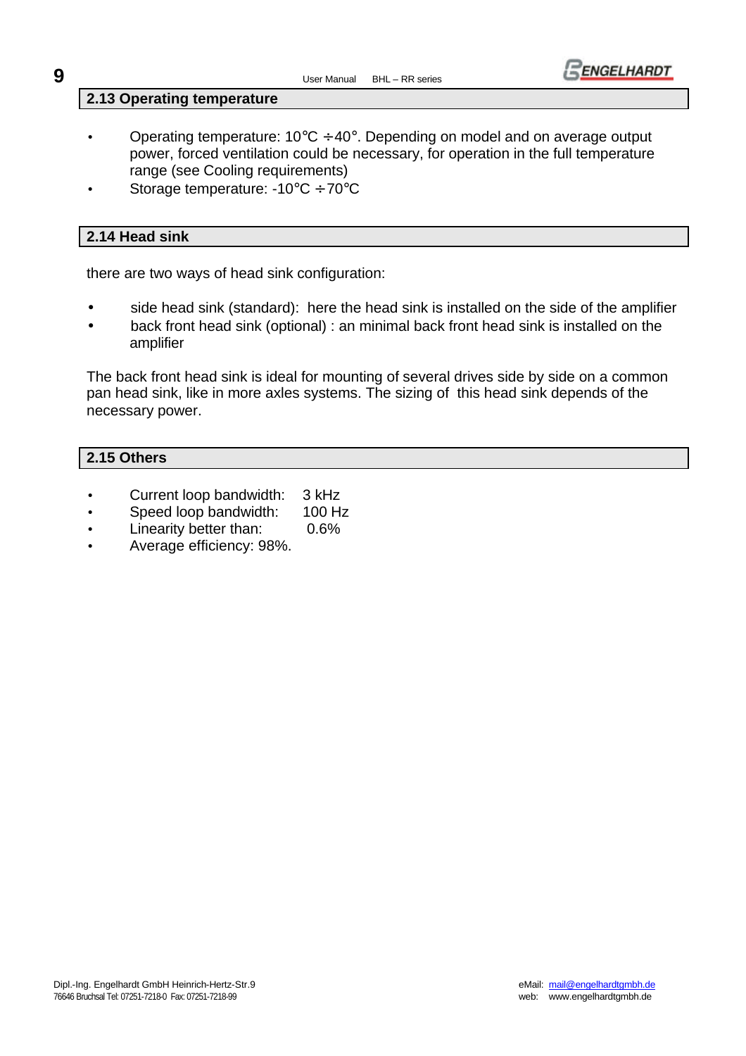## 2.13 Operating temperature

- Operating temperature: 10°C ÷40°. Depending on model and on average output power, forced ventilation could be necessary, for operation in the full temperature range (see Cooling requirements)
- Storage temperature: -10°C ÷70°C

## 2.14 Head sink

there are two ways of head sink configuration:

- side head sink (standard): here the head sink is installed on the side of the amplifier
- back front head sink (optional) : an minimal back front head sink is installed on the amplifier

The back front head sink is ideal for mounting of several drives side by side on a common pan head sink, like in more axles systems. The sizing of this head sink depends of the necessary power.

## 2.15 Others

- Current loop bandwidth: 3 kHz
- Speed loop bandwidth: 100 Hz
- Linearity better than: 0.6%
- Average efficiency: 98%.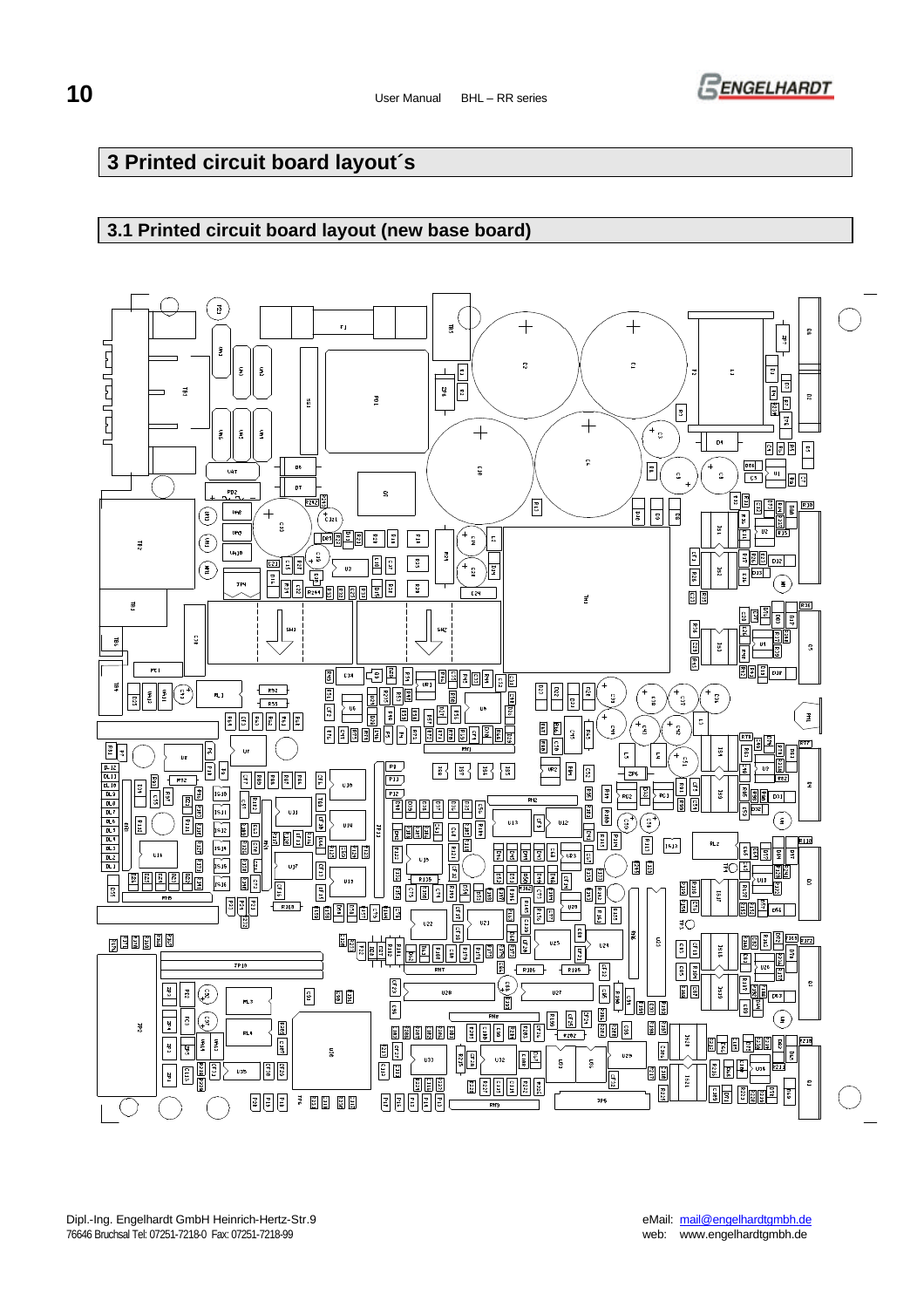# 3 Printed circuit board layout´s

## 3.1 Printed circuit board layout (new base board)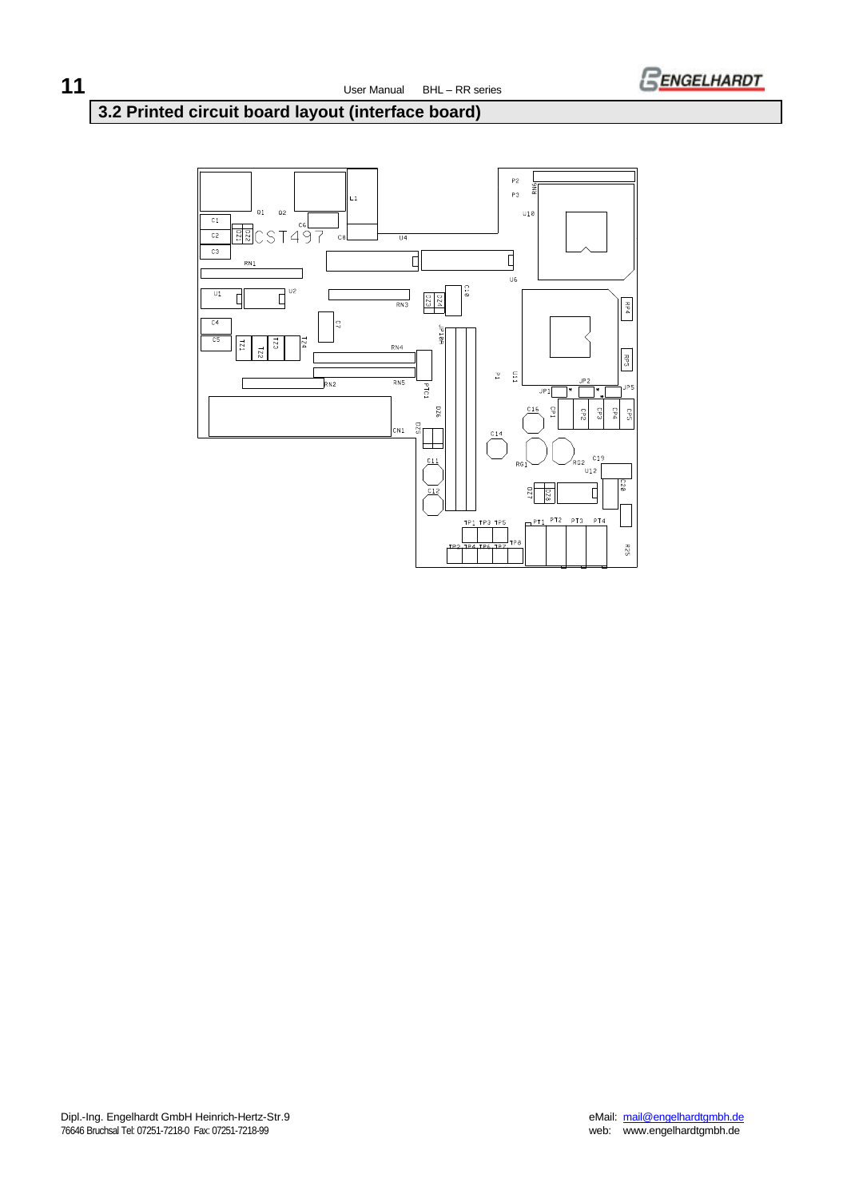## 3.2 Printed circuit board layout (interface board)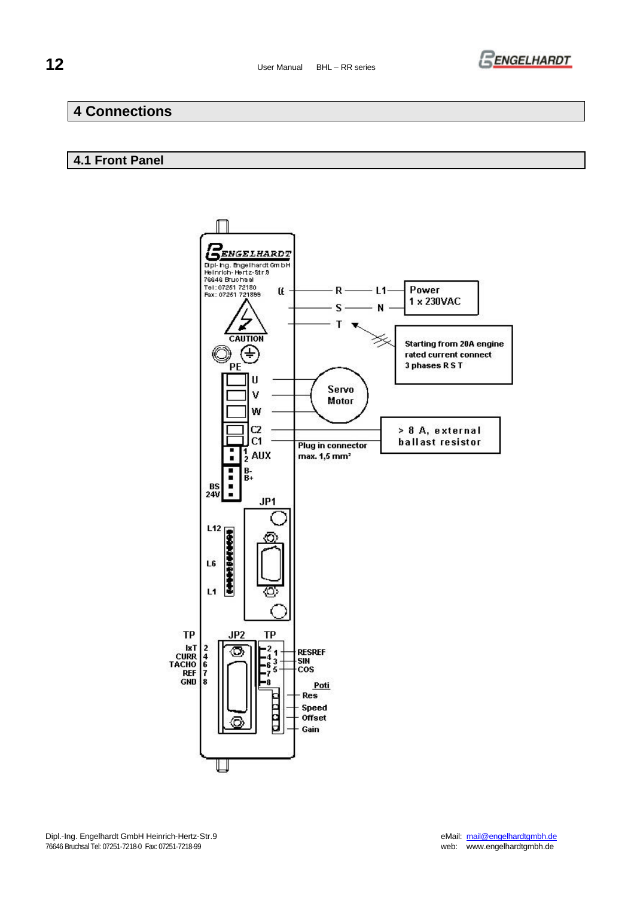# 4 Connections

## 4.1 Front Panel

ENGELHARDT
Dipl.-Ing. Engelhardt GmbH
Heinrich-Hertz-Str.9
76646 Bruchsal
Tel: 07251 72180
Fax: 07251 721899

CAUTION

PE

R — L1 — Power 1 x 230VAC

S — N

T

Starting from 20A engine rated current connect 3 phases R S T

U
V
W

Servo Motor

C2
C1

> 8 A, external ballast resistor

Plug in connector max. 1,5 mm²

1
2 AUX

B-
B+

BS
24V

JP1

L12
L6
L1

TP
IxT 2
CURR 4
TACHO 6
REF 7
GND 8

JP2

TP
2 1 RESREF
4 3 SIN
6 5 COS
7
8

Poti
Res
Speed
Offset
Gain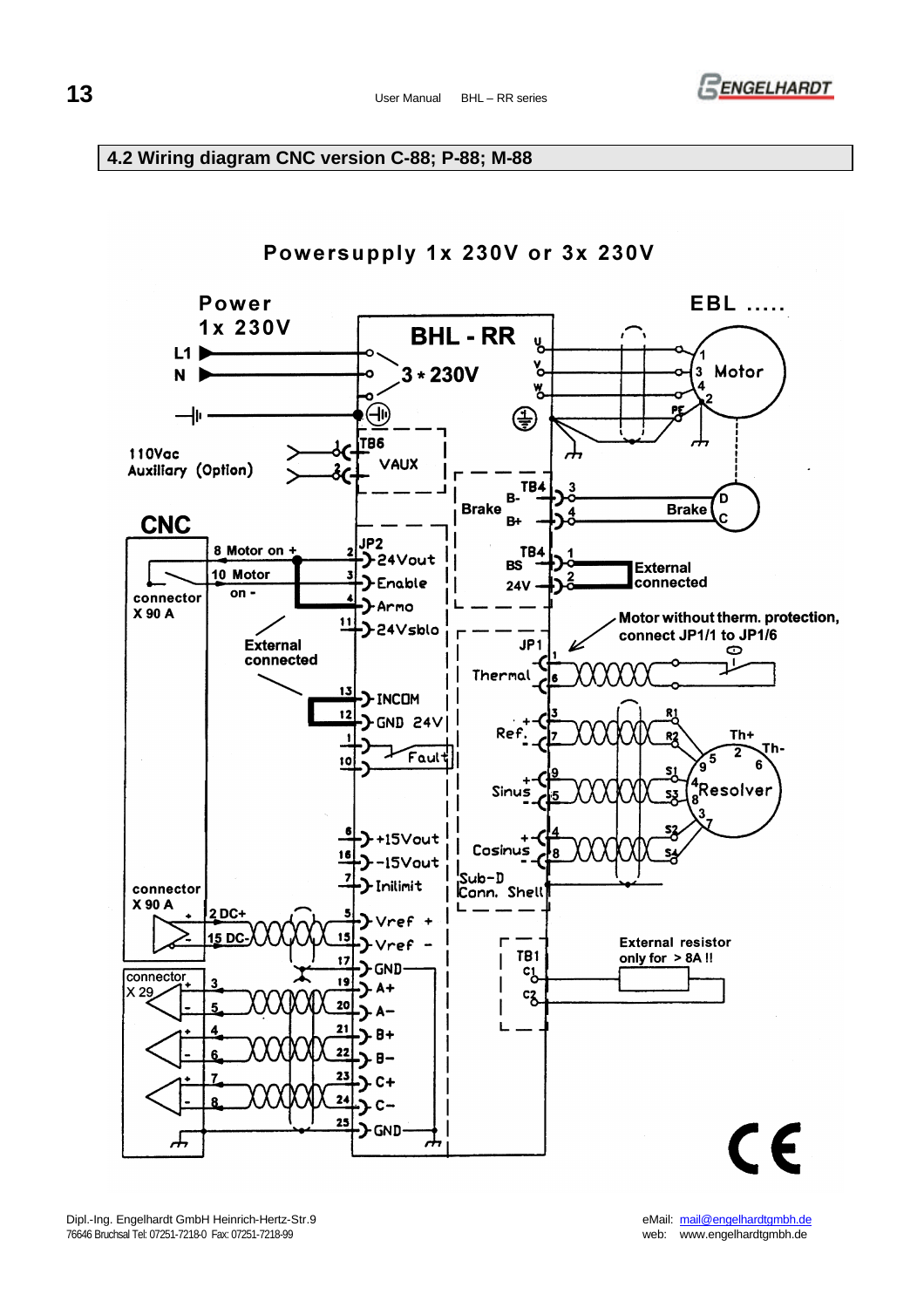## 4.2 Wiring diagram CNC version C-88; P-88; M-88

Powersupply 1x 230V or 3x 230V

Power 1x 230V

L1

N

BHL - RR

3 * 230V

U

V

W

EBL .....

Motor

PE

110Vac Auxiliary (Option)

TB6

VAUX

Brake

TB4

B-

B+

CNC

8 Motor on +

10 Motor on -

connector X 90 A

JP2

24Vout

Enable

Armo

24Vsblo

External connected

TB4

BS

24V

External connected

Motor without therm. protection, connect JP1/1 to JP1/6

JP1

Thermal

INCOM

GND 24V

Fault

Ref.

Sinus

Cosinus

Th+

Th-

Resolver

+15Vout

-15Vout

Inilimit

Sub-D Conn. Shell

connector X 90 A

2 DC+

15 DC-

Vref +

Vref -

GND

connector X 29

A+

A-

B+

B-

C+

C-

GND

TB1

C1

C2

External resistor only for > 8A !!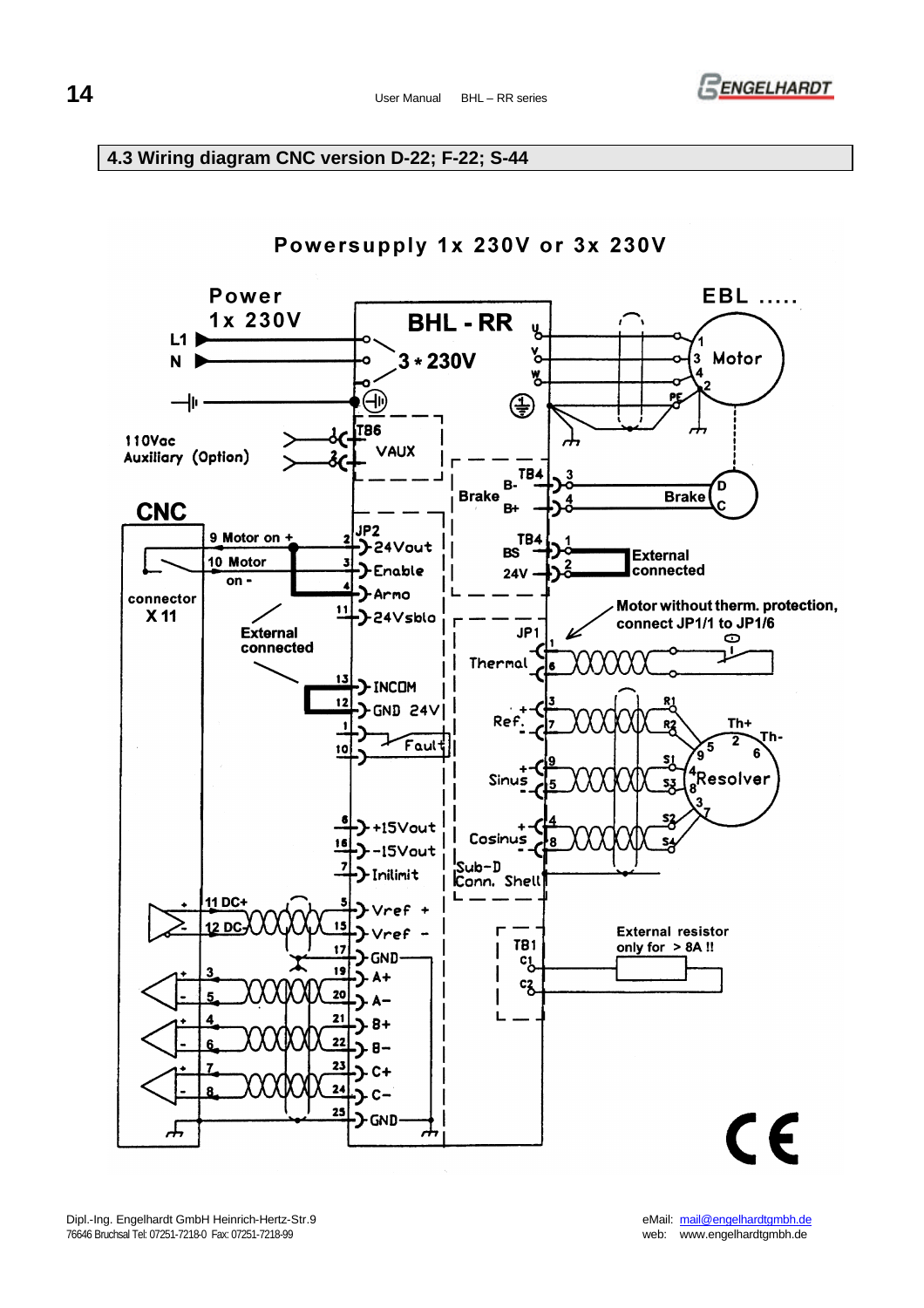## 4.3 Wiring diagram CNC version D-22; F-22; S-44

Powersupply 1x 230V or 3x 230V

Power 1x 230V

L1

N

BHL - RR

3 * 230V

EBL .....

U V W PE

1 3 4 2 Motor

110Vac Auxiliary (Option)

TB6 1 2 VAUX

TB4 3 B- 4 B+ Brake

Brake D C

CNC

connector X 11

9 Motor on +

10 Motor on -

JP2 2 24Vout 3 Enable 4 Armo 11 24Vsblo

TB4 1 BS 2 24V

External connected

Motor without therm. protection, connect JP1/1 to JP1/6

External connected

JP1 1 6 Thermal

13 INCOM 12 GND 24V 1 10 Fault

3 7 Ref. + -

R1 R2

Th+ Th-

9 5 Sinus + -

S1 S3

5 2 6 9 4 8 3 7 Resolver

4 8 Cosinus + -

S2 S4

8 +15Vout 16 -15Vout 7 Inilimit

Sub-D Conn. Shell

11 DC+ 12 DC-

5 Vref + 15 Vref - 17 GND

TB1 C1 C2

External resistor only for > 8A !!

3 5 19 A+ 20 A-

4 6 21 B+ 22 B-

7 8 23 C+ 24 C-

25 GND

CE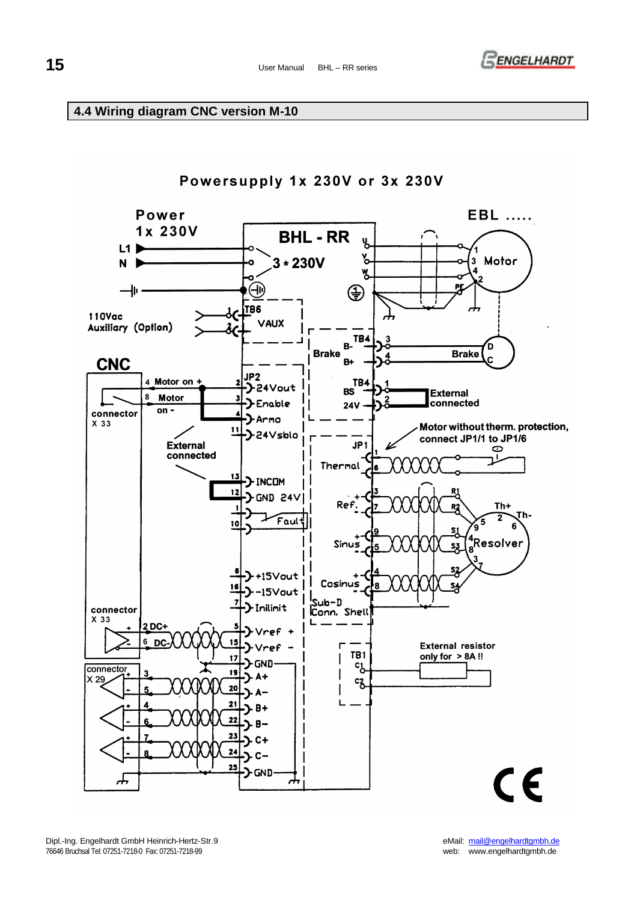## 4.4 Wiring diagram CNC version M-10

Powersupply 1x 230V or 3x 230V

Power
1x 230V

L1
N

BHL - RR
3 * 230V

EBL .....

U
V
W

1
3 Motor
4
2

PE

110Vac
Auxiliary (Option)

1
2
TB6
VAUX

TB4
B-
B+
Brake

3
4

Brake

D
C

CNC

connector
X 33

4 Motor on +
8 Motor on -

JP2
2 24Vout
3 Enable
4 Armo
11 24Vsblo

External connected

TB4
BS
24V

1
2

External connected

Motor without therm. protection, connect JP1/1 to JP1/6

JP1
Thermal
1
6

13 INCOM
12 GND 24V
1
10 Fault

Ref.
+ 3
- 7

R1
R2

Th+
Th-

Sinus
+ 9
- 5

S1
S3

Resolver

Cosinus
+ 4
- 8

S2
S4

Sub-D Conn. Shell

6 +15Vout
16 -15Vout
7 Inilimit

connector
X 33

2 DC+
6 DC-

5 Vref +
15 Vref -
17 GND

connector
X 29

3
5
4
6
7
8

19 A+
20 A-
21 B+
22 B-
23 C+
24 C-
25 GND

TB1
C1
C2

External resistor only for > 8A !!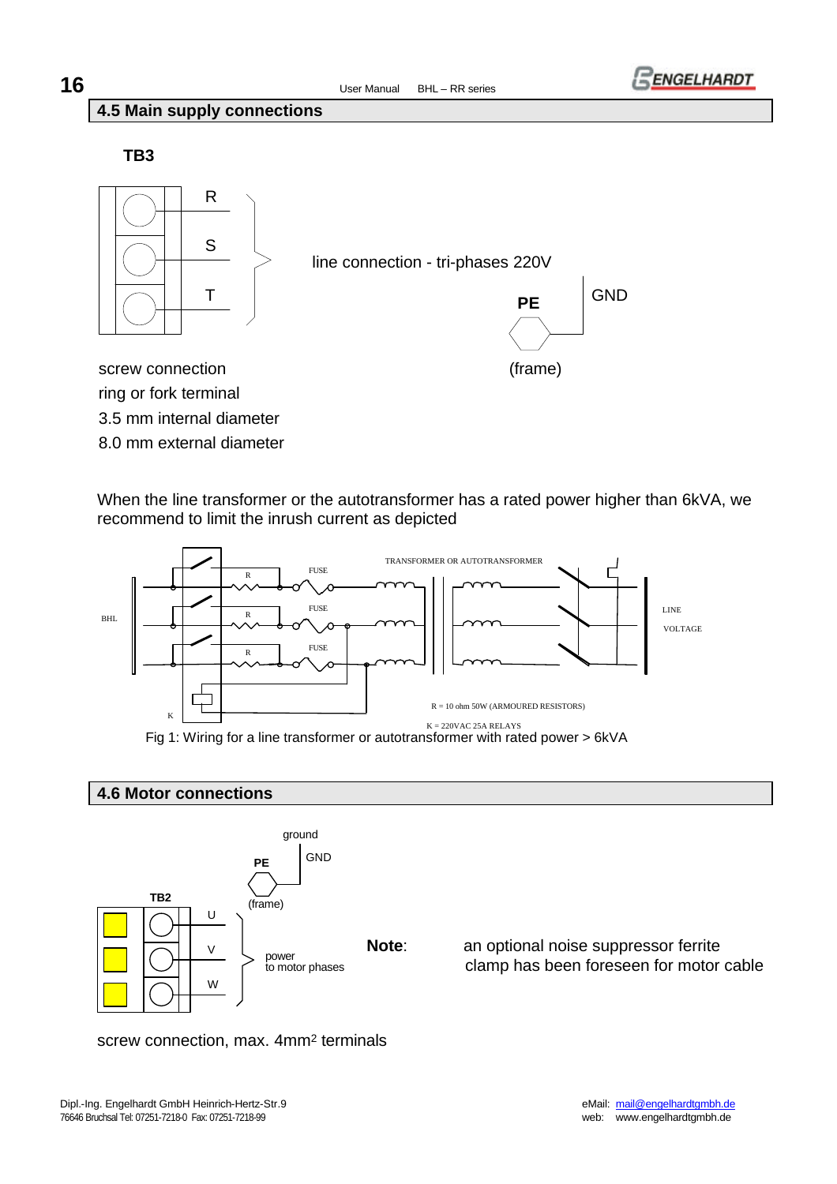## 4.5 Main supply connections

**TB3**

R
S
T

line connection - tri-phases 220V

**PE** GND

(frame)

screw connection
ring or fork terminal
3.5 mm internal diameter
8.0 mm external diameter

When the line transformer or the autotransformer has a rated power higher than 6kVA, we recommend to limit the inrush current as depicted

TRANSFORMER OR AUTOTRANSFORMER

FUSE

BHL

LINE VOLTAGE

R = 10 ohm 50W (ARMOURED RESISTORS)

K = 220VAC 25A RELAYS

Fig 1: Wiring for a line transformer or autotransformer with rated power > 6kVA

## 4.6 Motor connections

ground

**PE** GND

(frame)

**TB2**

U
V
W

power to motor phases

**Note**: an optional noise suppressor ferrite clamp has been foreseen for motor cable

screw connection, max. $4mm^2$ terminals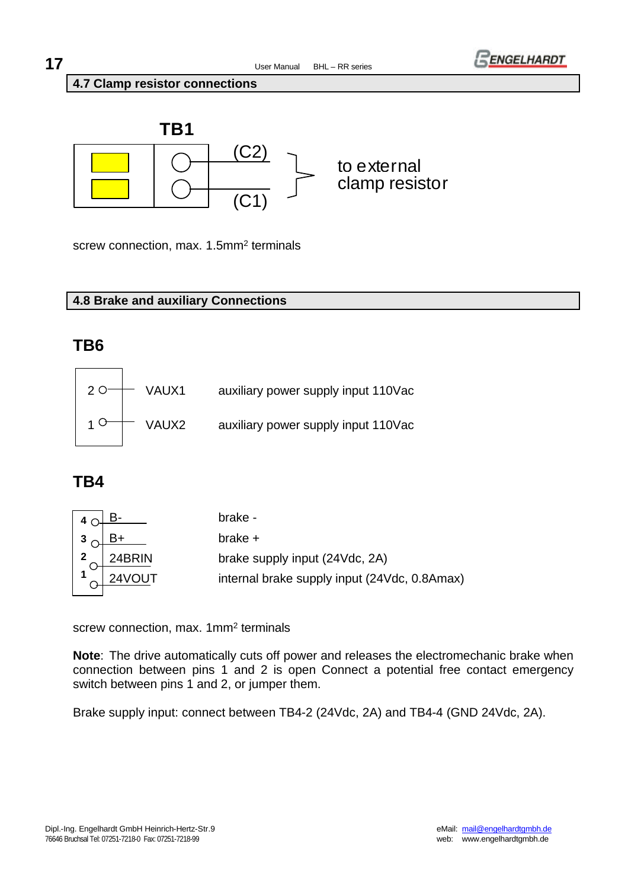## 4.7 Clamp resistor connections

**TB1**

| Terminal | Connection |
|---|---|
| (C2) | to external clamp resistor |
| (C1) | to external clamp resistor |

screw connection, max. 1.5mm$^2$ terminals

## 4.8 Brake and auxiliary Connections

### TB6

| Pin | Signal | Description |
|---|---|---|
| 2 | VAUX1 | auxiliary power supply input 110Vac |
| 1 | VAUX2 | auxiliary power supply input 110Vac |

### TB4

| Pin | Signal | Description |
|---|---|---|
| 4 | B- | brake - |
| 3 | B+ | brake + |
| 2 | 24BRIN | brake supply input (24Vdc, 2A) |
| 1 | 24VOUT | internal brake supply input (24Vdc, 0.8Amax) |

screw connection, max. 1mm$^2$ terminals

**Note**: The drive automatically cuts off power and releases the electromechanic brake when connection between pins 1 and 2 is open Connect a potential free contact emergency switch between pins 1 and 2, or jumper them.

Brake supply input: connect between TB4-2 (24Vdc, 2A) and TB4-4 (GND 24Vdc, 2A).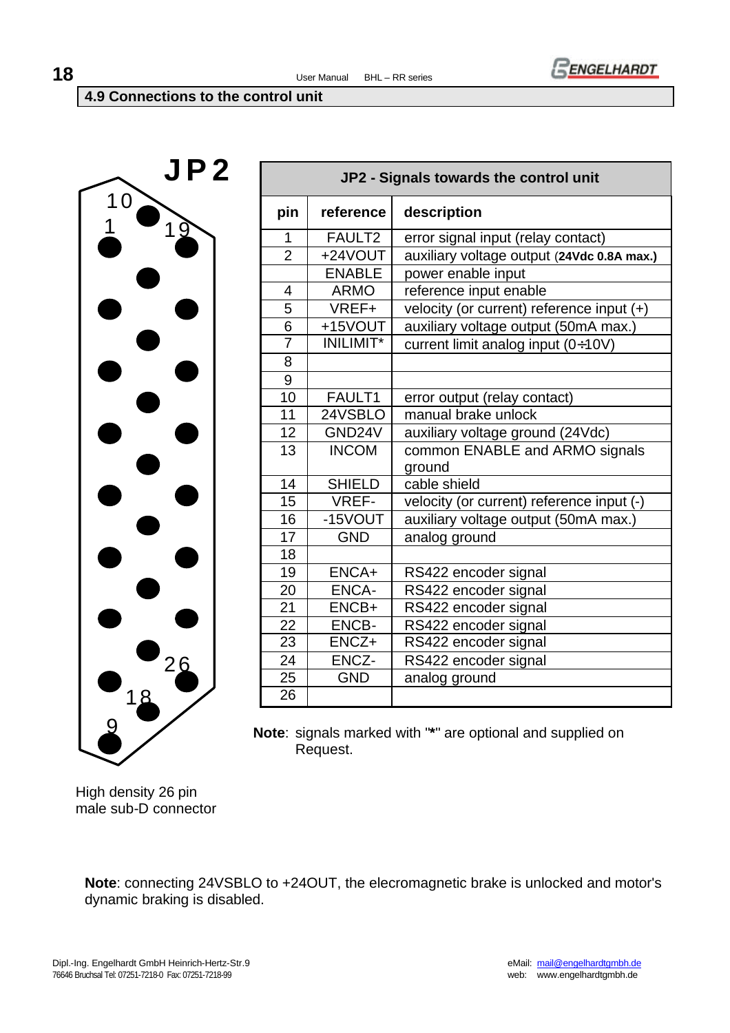## 4.9 Connections to the control unit

JP2

High density 26 pin male sub-D connector

| JP2 - Signals towards the control unit | | |
|---|---|---|
| **pin** | **reference** | **description** |
| 1 | FAULT2 | error signal input (relay contact) |
| 2 | +24VOUT | auxiliary voltage output (**24Vdc 0.8A max.)** |
| | ENABLE | power enable input |
| 4 | ARMO | reference input enable |
| 5 | VREF+ | velocity (or current) reference input (+) |
| 6 | +15VOUT | auxiliary voltage output (50mA max.) |
| 7 | INILIMIT* | current limit analog input (0÷10V) |
| 8 | | |
| 9 | | |
| 10 | FAULT1 | error output (relay contact) |
| 11 | 24VSBLO | manual brake unlock |
| 12 | GND24V | auxiliary voltage ground (24Vdc) |
| 13 | INCOM | common ENABLE and ARMO signals ground |
| 14 | SHIELD | cable shield |
| 15 | VREF- | velocity (or current) reference input (-) |
| 16 | -15VOUT | auxiliary voltage output (50mA max.) |
| 17 | GND | analog ground |
| 18 | | |
| 19 | ENCA+ | RS422 encoder signal |
| 20 | ENCA- | RS422 encoder signal |
| 21 | ENCB+ | RS422 encoder signal |
| 22 | ENCB- | RS422 encoder signal |
| 23 | ENCZ+ | RS422 encoder signal |
| 24 | ENCZ- | RS422 encoder signal |
| 25 | GND | analog ground |
| 26 | | |

**Note**: signals marked with "*" are optional and supplied on Request.

**Note**: connecting 24VSBLO to +24OUT, the elecromagnetic brake is unlocked and motor's dynamic braking is disabled.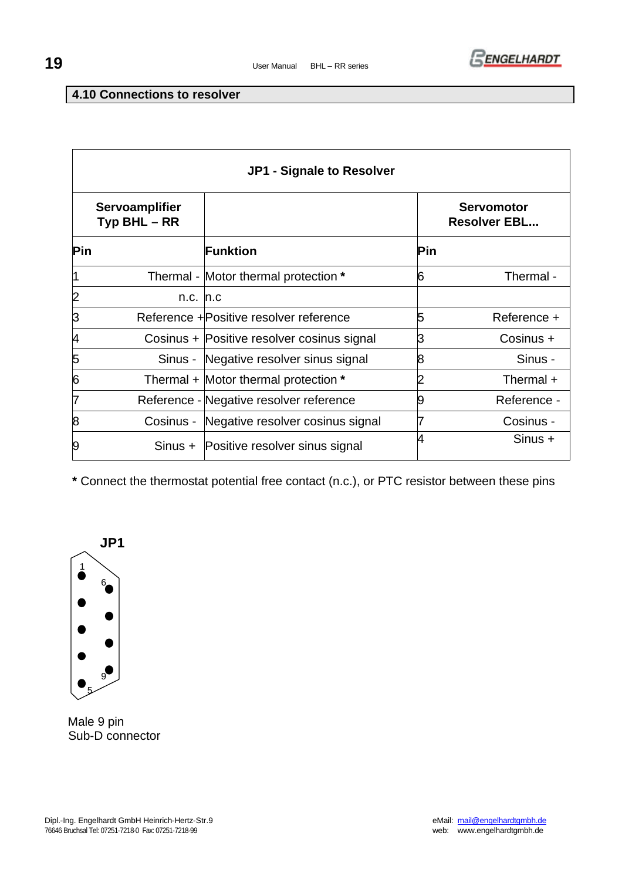## 4.10 Connections to resolver

| JP1 - Signale to Resolver | | | | | |
|---|---|---|---|---|---|
| Servoamplifier Typ BHL – RR | | | Servomotor Resolver EBL... | | |
| **Pin** | | **Funktion** | **Pin** | |
| 1 | Thermal - | Motor thermal protection * | 6 | Thermal - |
| 2 | n.c. | n.c | | |
| 3 | Reference + | Positive resolver reference | 5 | Reference + |
| 4 | Cosinus + | Positive resolver cosinus signal | 3 | Cosinus + |
| 5 | Sinus - | Negative resolver sinus signal | 8 | Sinus - |
| 6 | Thermal + | Motor thermal protection * | 2 | Thermal + |
| 7 | Reference - | Negative resolver reference | 9 | Reference - |
| 8 | Cosinus - | Negative resolver cosinus signal | 7 | Cosinus - |
| 9 | Sinus + | Positive resolver sinus signal | 4 | Sinus + |

**\*** Connect the thermostat potential free contact (n.c.), or PTC resistor between these pins

**JP1**

1 6 9 5

Male 9 pin
Sub-D connector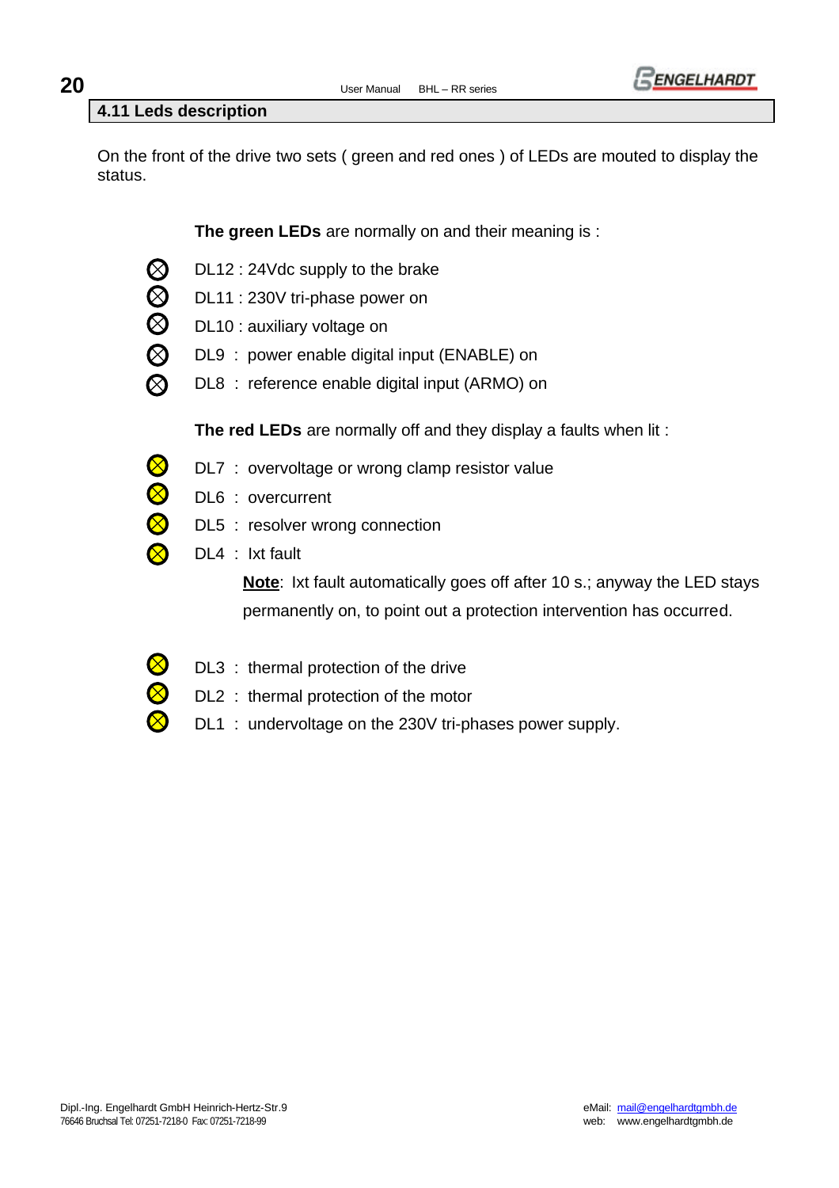## 4.11 Leds description

On the front of the drive two sets ( green and red ones ) of LEDs are mouted to display the status.

**The green LEDs** are normally on and their meaning is :

- DL12 : 24Vdc supply to the brake
- DL11 : 230V tri-phase power on
- DL10 : auxiliary voltage on
- DL9 : power enable digital input (ENABLE) on
- DL8 : reference enable digital input (ARMO) on

**The red LEDs** are normally off and they display a faults when lit :

- DL7 : overvoltage or wrong clamp resistor value
- DL6 : overcurrent
- DL5 : resolver wrong connection
- DL4 : Ixt fault

  **Note**: Ixt fault automatically goes off after 10 s.; anyway the LED stays permanently on, to point out a protection intervention has occurred.

- DL3 : thermal protection of the drive
- DL2 : thermal protection of the motor
- DL1 : undervoltage on the 230V tri-phases power supply.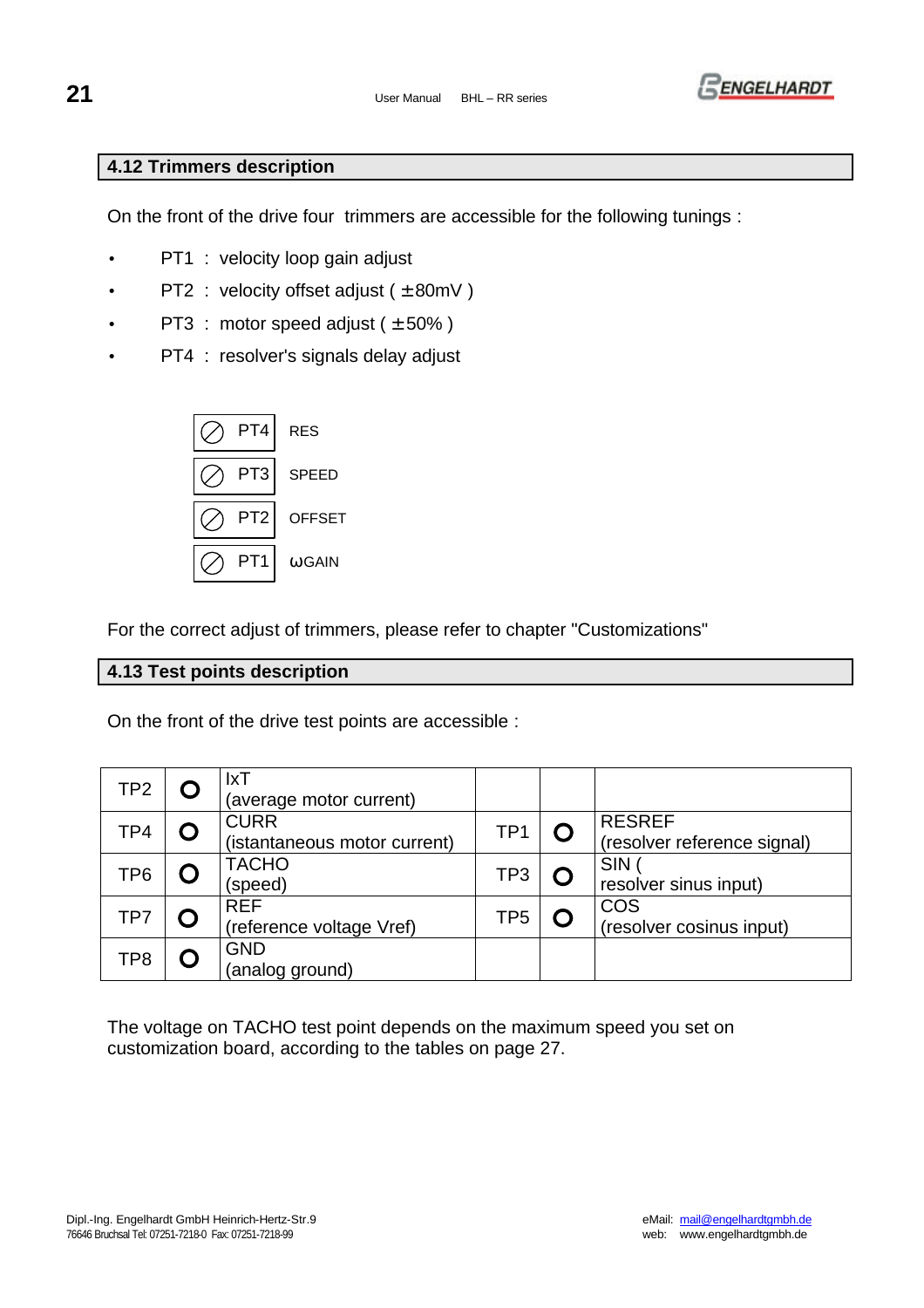## 4.12 Trimmers description

On the front of the drive four  trimmers are accessible for the following tunings :

- PT1  :  velocity loop gain adjust
- PT2  :  velocity offset adjust ( ±80mV )
- PT3  :  motor speed adjust ( ±50% )
- PT4  :  resolver's signals delay adjust

| Trimmer | Label |
|---|---|
| ⊘ PT4 | RES |
| ⊘ PT3 | SPEED |
| ⊘ PT2 | OFFSET |
| ⊘ PT1 | ωGAIN |

For the correct adjust of trimmers, please refer to chapter "Customizations"

## 4.13 Test points description

On the front of the drive test points are accessible :

| | | | | | |
|---|---|---|---|---|---|
| TP2 | O | IxT<br>(average motor current) | | | |
| TP4 | O | CURR<br>(istantaneous motor current) | TP1 | O | RESREF<br>(resolver reference signal) |
| TP6 | O | TACHO<br>(speed) | TP3 | O | SIN (<br>resolver sinus input) |
| TP7 | O | REF<br>(reference voltage Vref) | TP5 | O | COS<br>(resolver cosinus input) |
| TP8 | O | GND<br>(analog ground) | | | |

The voltage on TACHO test point depends on the maximum speed you set on customization board, according to the tables on page 27.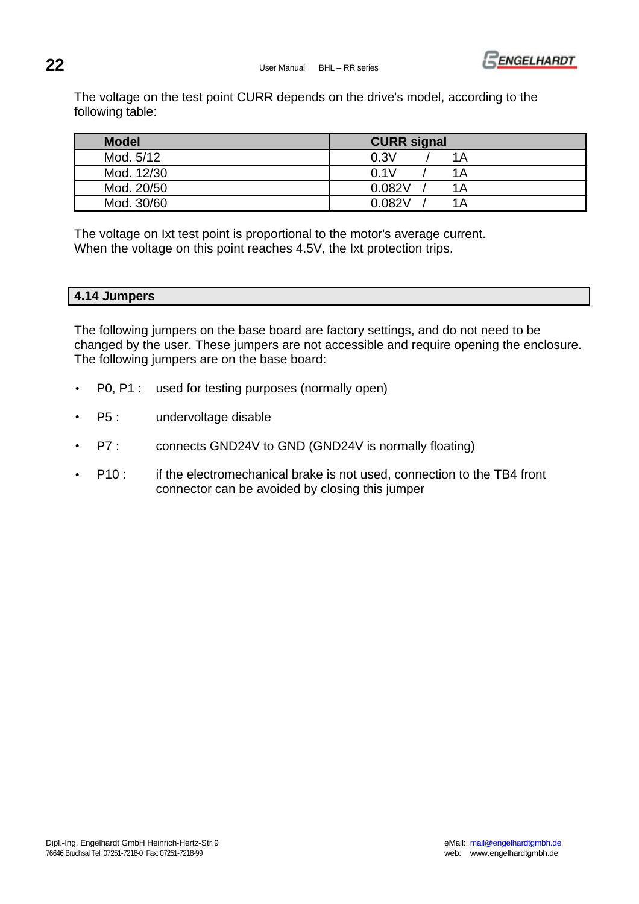The voltage on the test point CURR depends on the drive's model, according to the following table:

| Model | CURR signal |
|---|---|
| Mod. 5/12 | 0.3V / 1A |
| Mod. 12/30 | 0.1V / 1A |
| Mod. 20/50 | 0.082V / 1A |
| Mod. 30/60 | 0.082V / 1A |

The voltage on Ixt test point is proportional to the motor's average current.
When the voltage on this point reaches 4.5V, the Ixt protection trips.

## 4.14 Jumpers

The following jumpers on the base board are factory settings, and do not need to be changed by the user. These jumpers are not accessible and require opening the enclosure. The following jumpers are on the base board:

- P0, P1 : used for testing purposes (normally open)
- P5 : undervoltage disable
- P7 : connects GND24V to GND (GND24V is normally floating)
- P10 : if the electromechanical brake is not used, connection to the TB4 front connector can be avoided by closing this jumper

Dipl.-Ing. Engelhardt GmbH Heinrich-Hertz-Str.9
76646 Bruchsal Tel: 07251-7218-0 Fax: 07251-7218-99

eMail: mail@engelhardtgmbh.de
web: www.engelhardtgmbh.de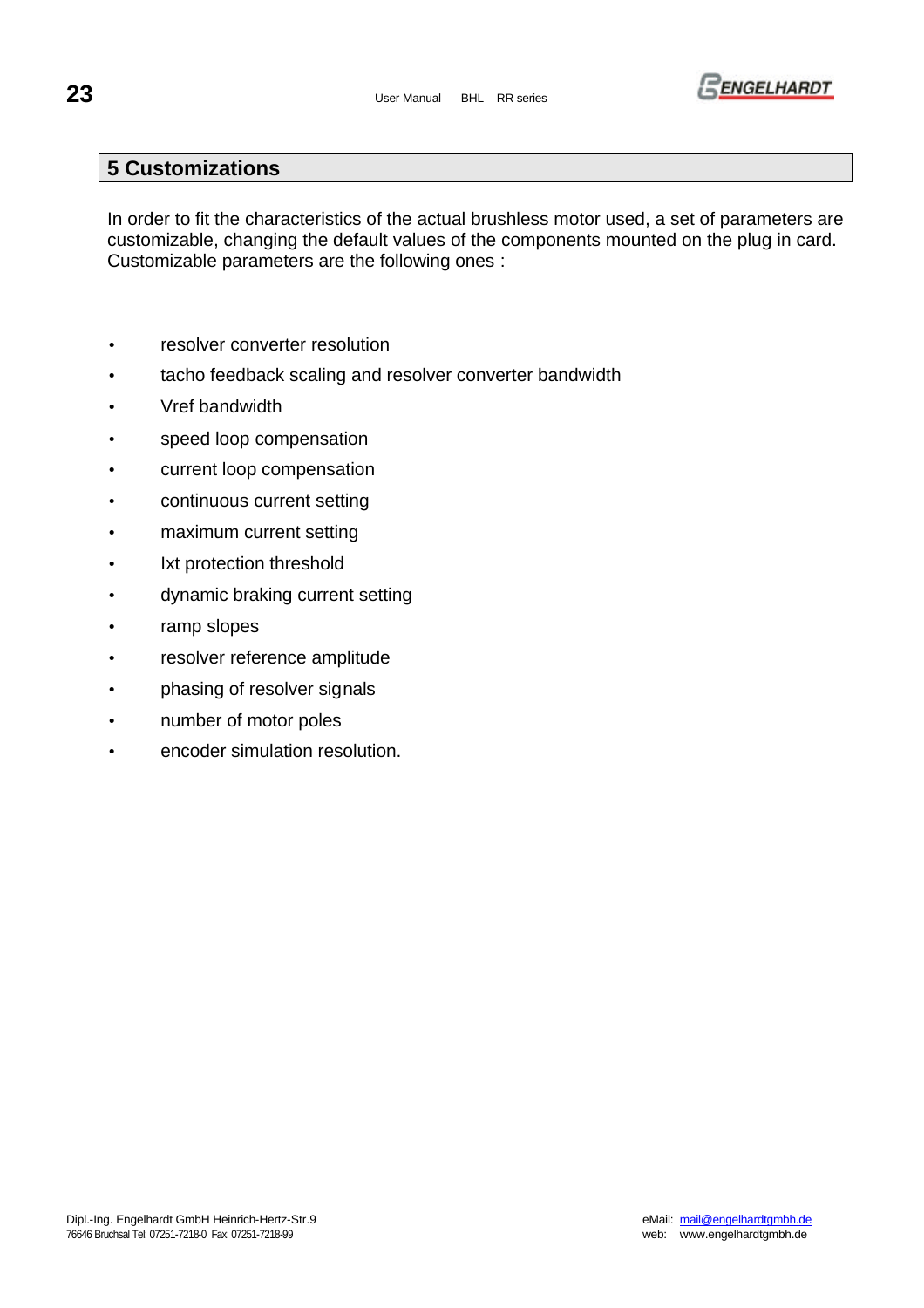## 5 Customizations

In order to fit the characteristics of the actual brushless motor used, a set of parameters are customizable, changing the default values of the components mounted on the plug in card. Customizable parameters are the following ones :

- resolver converter resolution
- tacho feedback scaling and resolver converter bandwidth
- Vref bandwidth
- speed loop compensation
- current loop compensation
- continuous current setting
- maximum current setting
- Ixt protection threshold
- dynamic braking current setting
- ramp slopes
- resolver reference amplitude
- phasing of resolver signals
- number of motor poles
- encoder simulation resolution.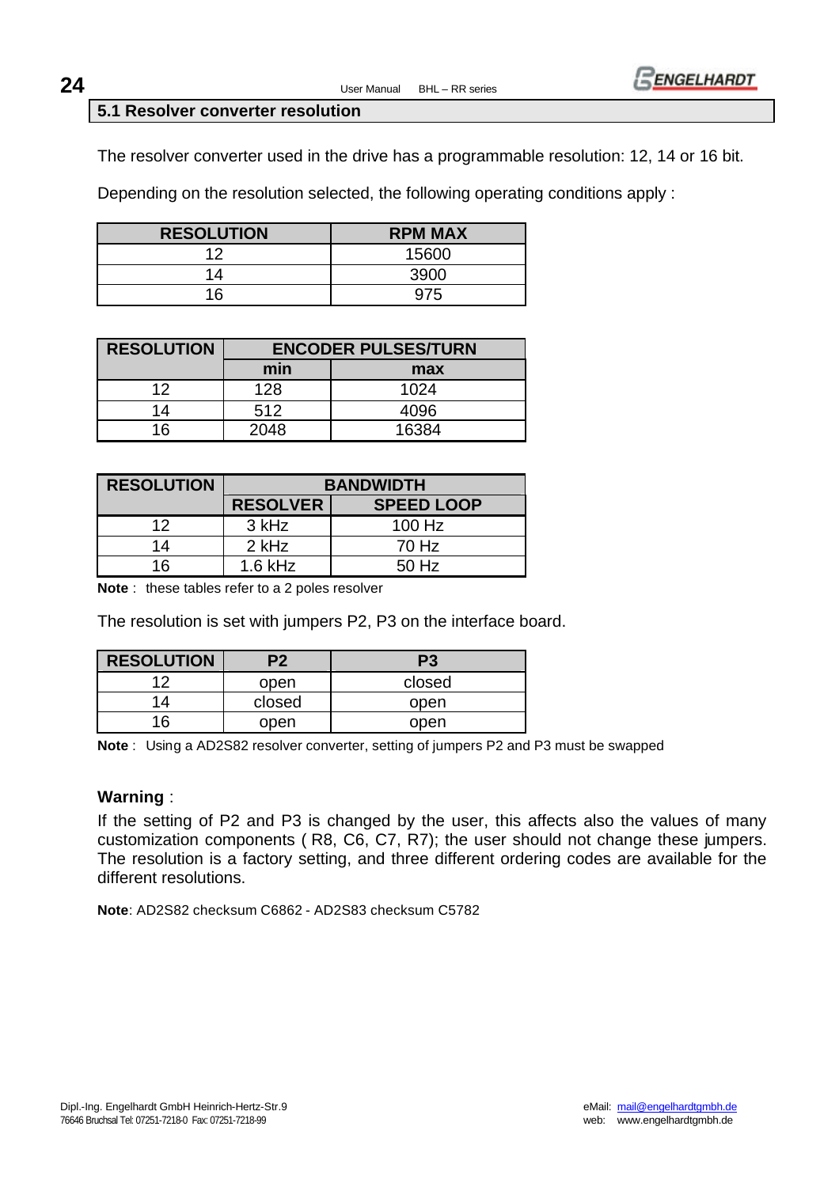## 5.1 Resolver converter resolution

The resolver converter used in the drive has a programmable resolution: 12, 14 or 16 bit.

Depending on the resolution selected, the following operating conditions apply :

| RESOLUTION | RPM MAX |
|---|---|
| 12 | 15600 |
| 14 | 3900 |
| 16 | 975 |

| RESOLUTION | ENCODER PULSES/TURN | |
|---|---|---|
| | min | max |
| 12 | 128 | 1024 |
| 14 | 512 | 4096 |
| 16 | 2048 | 16384 |

| RESOLUTION | BANDWIDTH | |
|---|---|---|
| | RESOLVER | SPEED LOOP |
| 12 | 3 kHz | 100 Hz |
| 14 | 2 kHz | 70 Hz |
| 16 | 1.6 kHz | 50 Hz |

**Note** : these tables refer to a 2 poles resolver

The resolution is set with jumpers P2, P3 on the interface board.

| RESOLUTION | P2 | P3 |
|---|---|---|
| 12 | open | closed |
| 14 | closed | open |
| 16 | open | open |

**Note** : Using a AD2S82 resolver converter, setting of jumpers P2 and P3 must be swapped

**Warning** :

If the setting of P2 and P3 is changed by the user, this affects also the values of many customization components ( R8, C6, C7, R7); the user should not change these jumpers. The resolution is a factory setting, and three different ordering codes are available for the different resolutions.

**Note**: AD2S82 checksum C6862 - AD2S83 checksum C5782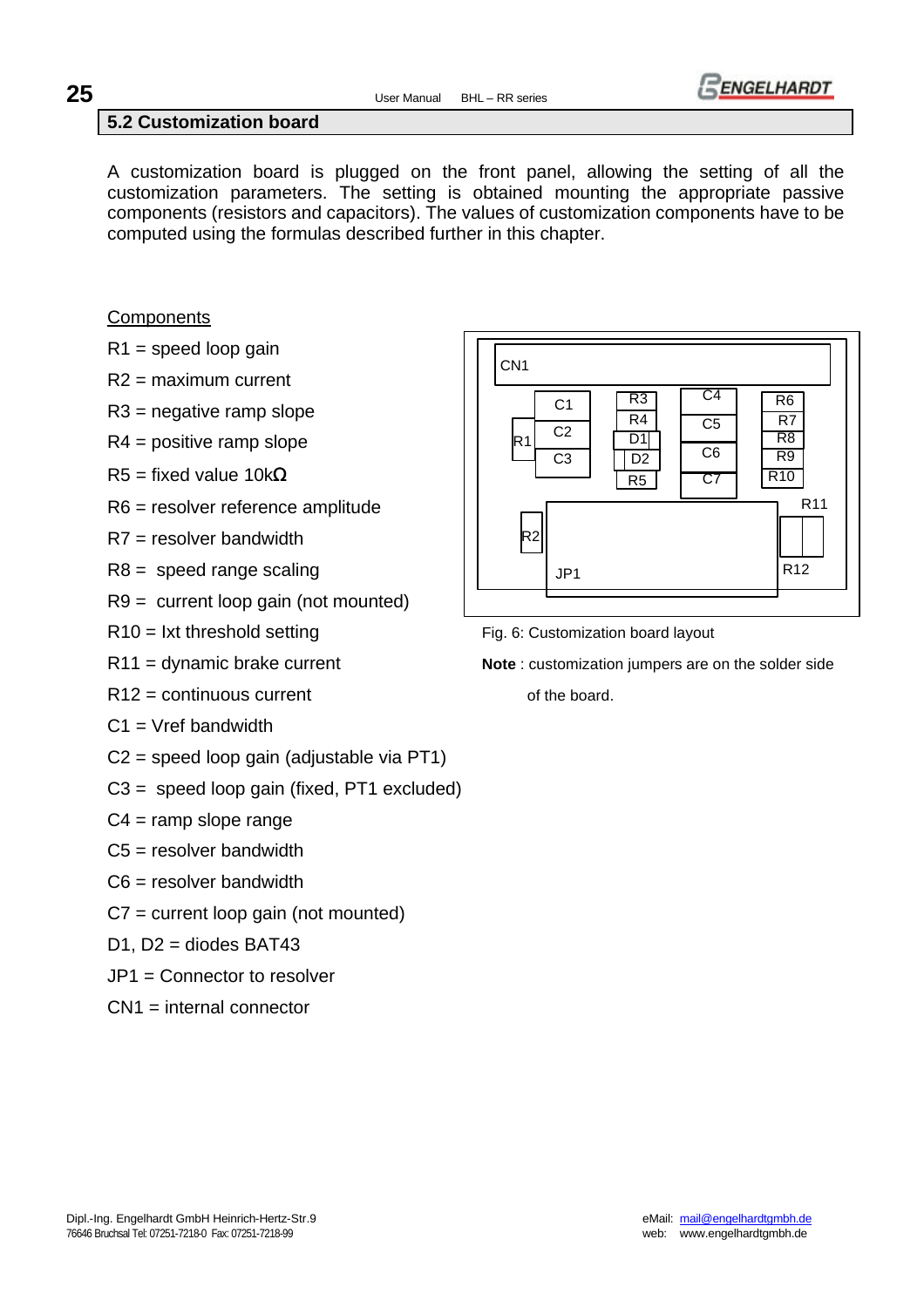## 5.2 Customization board

A customization board is plugged on the front panel, allowing the setting of all the customization parameters. The setting is obtained mounting the appropriate passive components (resistors and capacitors). The values of customization components have to be computed using the formulas described further in this chapter.

Components

R1 = speed loop gain

R2 = maximum current

R3 = negative ramp slope

R4 = positive ramp slope

R5 = fixed value 10kΩ

R6 = resolver reference amplitude

R7 = resolver bandwidth

R8 = speed range scaling

R9 = current loop gain (not mounted)

R10 = Ixt threshold setting

R11 = dynamic brake current

R12 = continuous current

C1 = Vref bandwidth

C2 = speed loop gain (adjustable via PT1)

C3 = speed loop gain (fixed, PT1 excluded)

C4 = ramp slope range

C5 = resolver bandwidth

C6 = resolver bandwidth

C7 = current loop gain (not mounted)

D1, D2 = diodes BAT43

JP1 = Connector to resolver

CN1 = internal connector

CN1 C1 C2 C3 R1 R3 R4 D1 D2 R5 C4 C5 C6 C7 R6 R7 R8 R9 R10 R11 R2 JP1 R12

Fig. 6: Customization board layout

**Note** : customization jumpers are on the solder side of the board.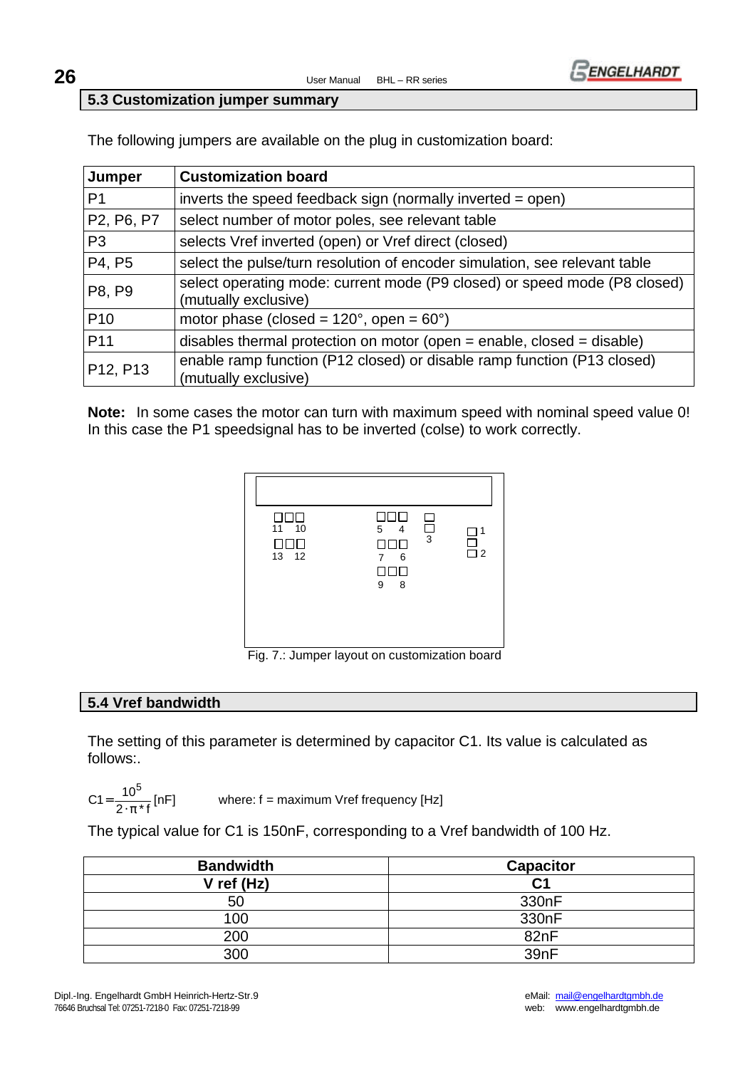## 5.3 Customization jumper summary

The following jumpers are available on the plug in customization board:

| Jumper | Customization board |
|---|---|
| P1 | inverts the speed feedback sign (normally inverted = open) |
| P2, P6, P7 | select number of motor poles, see relevant table |
| P3 | selects Vref inverted (open) or Vref direct (closed) |
| P4, P5 | select the pulse/turn resolution of encoder simulation, see relevant table |
| P8, P9 | select operating mode: current mode (P9 closed) or speed mode (P8 closed) (mutually exclusive) |
| P10 | motor phase (closed = 120°, open = 60°) |
| P11 | disables thermal protection on motor (open = enable, closed = disable) |
| P12, P13 | enable ramp function (P12 closed) or disable ramp function (P13 closed) (mutually exclusive) |

**Note:** In some cases the motor can turn with maximum speed with nominal speed value 0! In this case the P1 speedsignal has to be inverted (colse) to work correctly.

Fig. 7.: Jumper layout on customization board

## 5.4 Vref bandwidth

The setting of this parameter is determined by capacitor C1. Its value is calculated as follows:.

$$C1 = \frac{10^5}{2 \cdot \pi * f} [nF]$$

where: f = maximum Vref frequency [Hz]

The typical value for C1 is 150nF, corresponding to a Vref bandwidth of 100 Hz.

| Bandwidth<br>V ref (Hz) | Capacitor<br>C1 |
|---|---|
| 50 | 330nF |
| 100 | 330nF |
| 200 | 82nF |
| 300 | 39nF |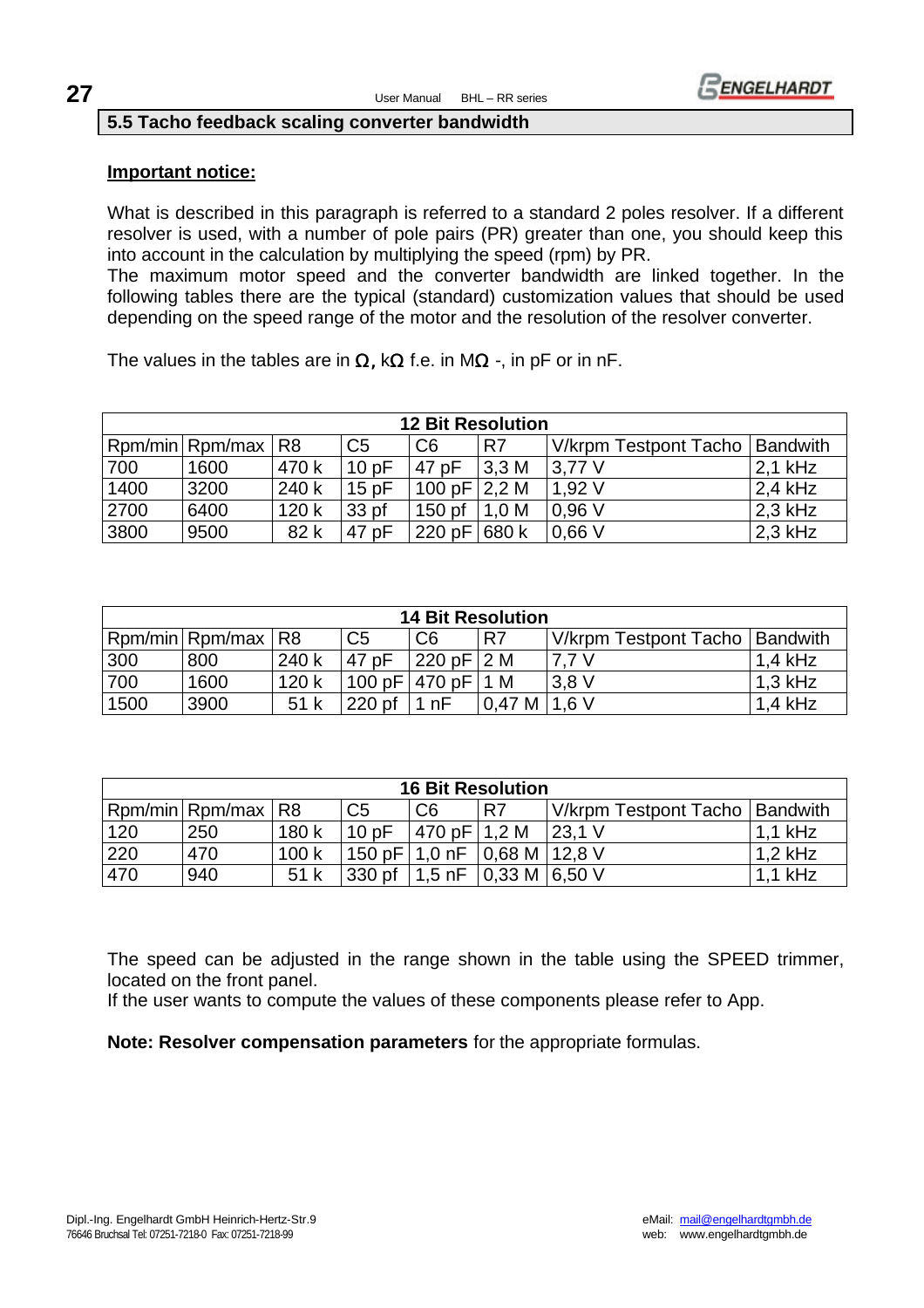## 5.5 Tacho feedback scaling converter bandwidth

**Important notice:**

What is described in this paragraph is referred to a standard 2 poles resolver. If a different resolver is used, with a number of pole pairs (PR) greater than one, you should keep this into account in the calculation by multiplying the speed (rpm) by PR.
The maximum motor speed and the converter bandwidth are linked together. In the following tables there are the typical (standard) customization values that should be used depending on the speed range of the motor and the resolution of the resolver converter.

The values in the tables are in Ω, kΩ f.e. in MΩ -, in pF or in nF.

| 12 Bit Resolution | | | | | | | |
|---|---|---|---|---|---|---|---|
| Rpm/min | Rpm/max | R8 | C5 | C6 | R7 | V/krpm Testpont Tacho | Bandwith |
| 700 | 1600 | 470 k | 10 pF | 47 pF | 3,3 M | 3,77 V | 2,1 kHz |
| 1400 | 3200 | 240 k | 15 pF | 100 pF | 2,2 M | 1,92 V | 2,4 kHz |
| 2700 | 6400 | 120 k | 33 pf | 150 pf | 1,0 M | 0,96 V | 2,3 kHz |
| 3800 | 9500 | 82 k | 47 pF | 220 pF | 680 k | 0,66 V | 2,3 kHz |

| 14 Bit Resolution | | | | | | | |
|---|---|---|---|---|---|---|---|
| Rpm/min | Rpm/max | R8 | C5 | C6 | R7 | V/krpm Testpont Tacho | Bandwith |
| 300 | 800 | 240 k | 47 pF | 220 pF | 2 M | 7,7 V | 1,4 kHz |
| 700 | 1600 | 120 k | 100 pF | 470 pF | 1 M | 3,8 V | 1,3 kHz |
| 1500 | 3900 | 51 k | 220 pf | 1 nF | 0,47 M | 1,6 V | 1,4 kHz |

| 16 Bit Resolution | | | | | | | |
|---|---|---|---|---|---|---|---|
| Rpm/min | Rpm/max | R8 | C5 | C6 | R7 | V/krpm Testpont Tacho | Bandwith |
| 120 | 250 | 180 k | 10 pF | 470 pF | 1,2 M | 23,1 V | 1,1 kHz |
| 220 | 470 | 100 k | 150 pF | 1,0 nF | 0,68 M | 12,8 V | 1,2 kHz |
| 470 | 940 | 51 k | 330 pf | 1,5 nF | 0,33 M | 6,50 V | 1,1 kHz |

The speed can be adjusted in the range shown in the table using the SPEED trimmer, located on the front panel.
If the user wants to compute the values of these components please refer to App.

**Note: Resolver compensation parameters** for the appropriate formulas.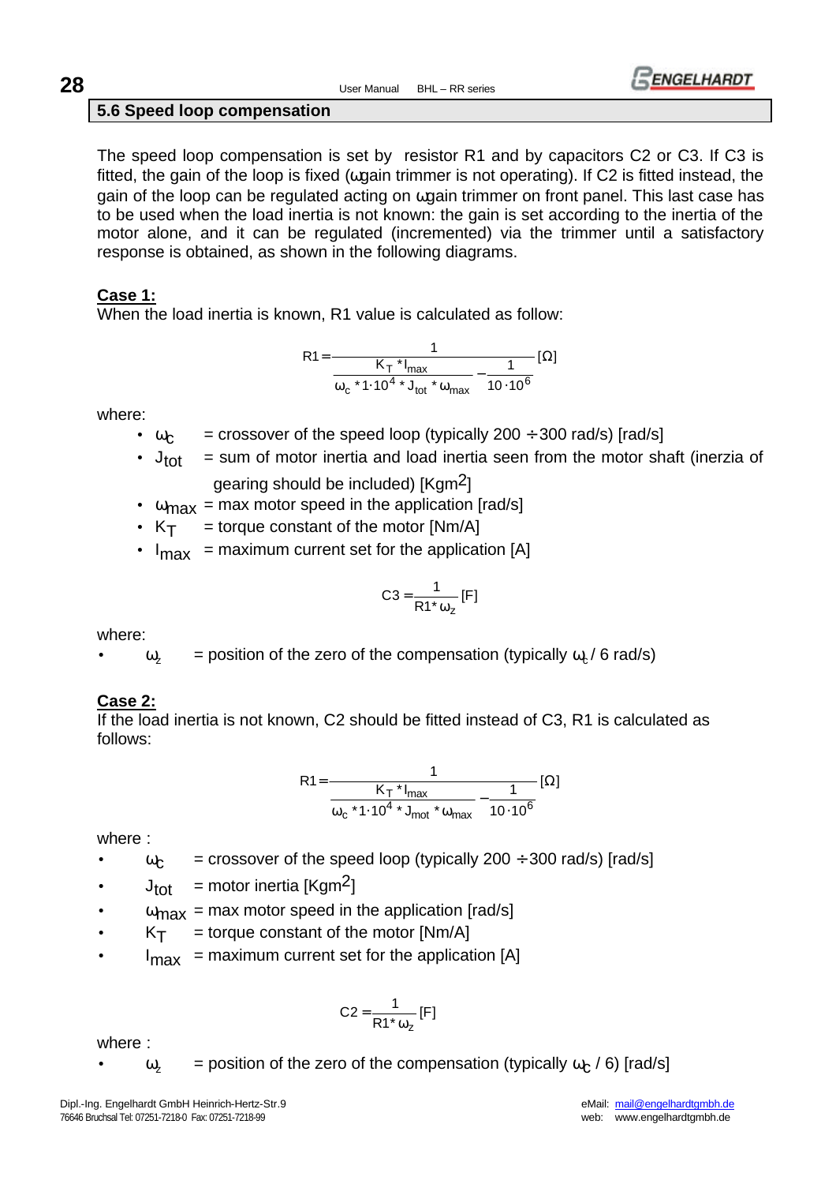## 5.6 Speed loop compensation

The speed loop compensation is set by resistor R1 and by capacitors C2 or C3. If C3 is fitted, the gain of the loop is fixed (ωgain trimmer is not operating). If C2 is fitted instead, the gain of the loop can be regulated acting on ωgain trimmer on front panel. This last case has to be used when the load inertia is not known: the gain is set according to the inertia of the motor alone, and it can be regulated (incremented) via the trimmer until a satisfactory response is obtained, as shown in the following diagrams.

**Case 1:**

When the load inertia is known, R1 value is calculated as follow:

$$R1 = \frac{1}{\dfrac{K_T * I_{max}}{\omega_c * 1 \cdot 10^4 * J_{tot} * \omega_{max}} - \dfrac{1}{10 \cdot 10^6}} [\Omega]$$

where:

- $\omega_c$ = crossover of the speed loop (typically 200 ÷300 rad/s) [rad/s]
- $J_{tot}$ = sum of motor inertia and load inertia seen from the motor shaft (inerzia of gearing should be included) [$Kgm^2$]
- $\omega_{max}$ = max motor speed in the application [rad/s]
- $K_T$ = torque constant of the motor [Nm/A]
- $I_{max}$ = maximum current set for the application [A]

$$C3 = \frac{1}{R1 * \omega_z} [F]$$

where:

- $\omega_z$ = position of the zero of the compensation (typically $\omega_c$ / 6 rad/s)

**Case 2:**

If the load inertia is not known, C2 should be fitted instead of C3, R1 is calculated as follows:

$$R1 = \frac{1}{\dfrac{K_T * I_{max}}{\omega_c * 1 \cdot 10^4 * J_{mot} * \omega_{max}} - \dfrac{1}{10 \cdot 10^6}} [\Omega]$$

where :

- $\omega_c$ = crossover of the speed loop (typically 200 ÷300 rad/s) [rad/s]
- $J_{tot}$ = motor inertia [$Kgm^2$]
- $\omega_{max}$ = max motor speed in the application [rad/s]
- $K_T$ = torque constant of the motor [Nm/A]
- $I_{max}$ = maximum current set for the application [A]

$$C2 = \frac{1}{R1 * \omega_z} [F]$$

where :

- $\omega_z$ = position of the zero of the compensation (typically $\omega_c$ / 6) [rad/s]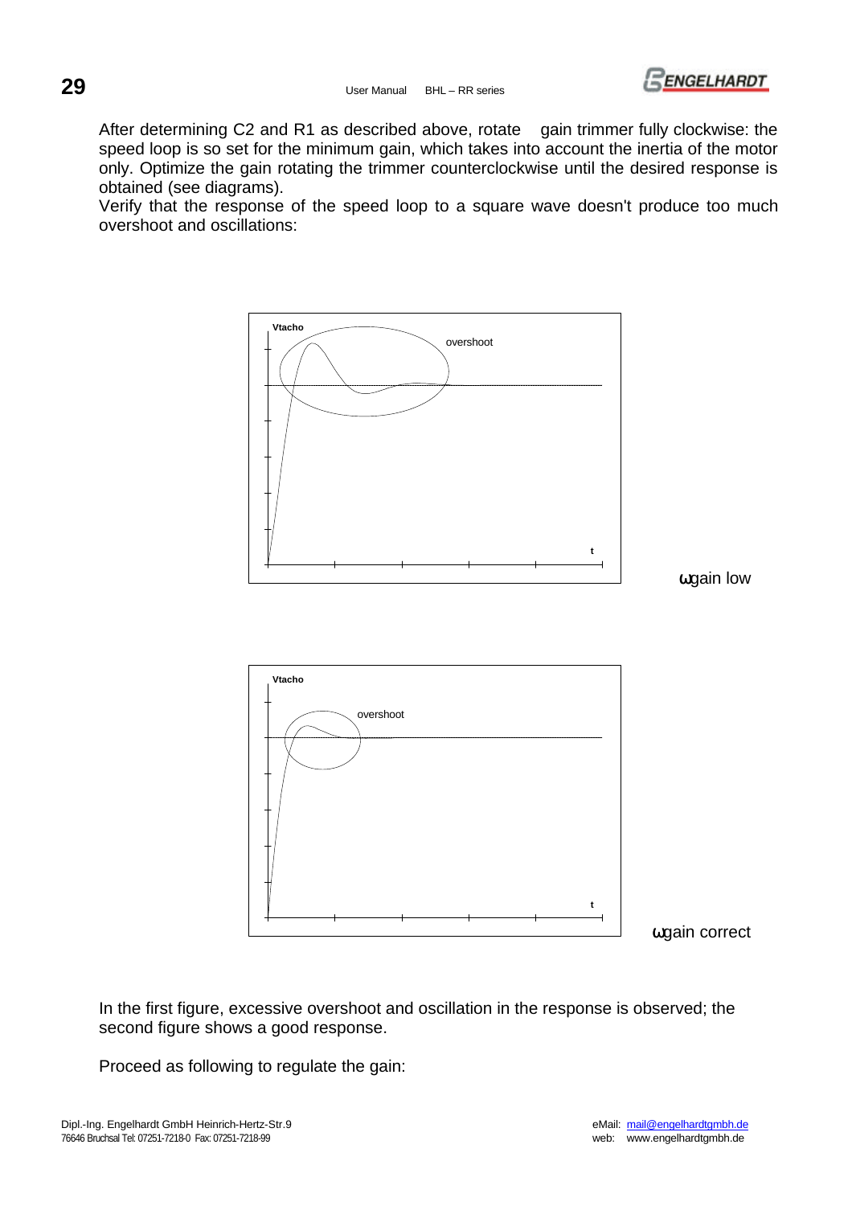After determining C2 and R1 as described above, rotate gain trimmer fully clockwise: the speed loop is so set for the minimum gain, which takes into account the inertia of the motor only. Optimize the gain rotating the trimmer counterclockwise until the desired response is obtained (see diagrams).
Verify that the response of the speed loop to a square wave doesn't produce too much overshoot and oscillations:

Vtacho

overshoot

t

ω gain low

Vtacho

overshoot

t

ω gain correct

In the first figure, excessive overshoot and oscillation in the response is observed; the second figure shows a good response.

Proceed as following to regulate the gain: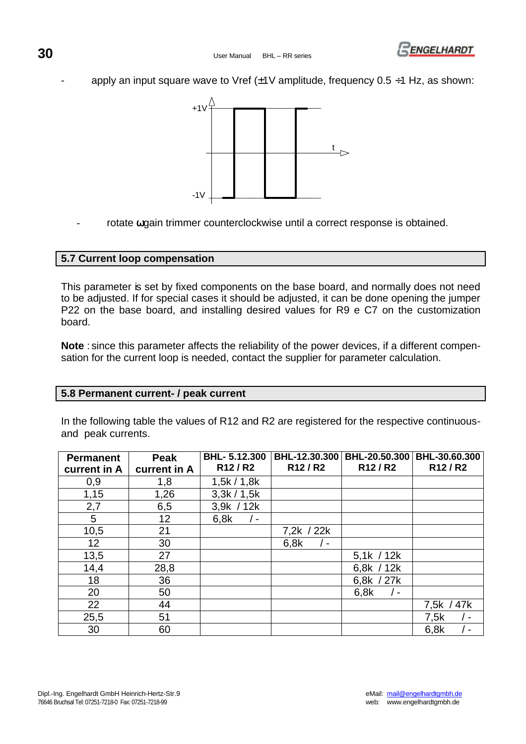- apply an input square wave to Vref (±1V amplitude, frequency 0.5 ÷1 Hz, as shown:

- rotate ω gain trimmer counterclockwise until a correct response is obtained.

## 5.7 Current loop compensation

This parameter is set by fixed components on the base board, and normally does not need to be adjusted. If for special cases it should be adjusted, it can be done opening the jumper P22 on the base board, and installing desired values for R9 e C7 on the customization board.

**Note** : since this parameter affects the reliability of the power devices, if a different compensation for the current loop is needed, contact the supplier for parameter calculation.

## 5.8 Permanent current- / peak current

In the following table the values of R12 and R2 are registered for the respective continuous- and peak currents.

| Permanent current in A | Peak current in A | BHL- 5.12.300 R12 / R2 | BHL-12.30.300 R12 / R2 | BHL-20.50.300 R12 / R2 | BHL-30.60.300 R12 / R2 |
|---|---|---|---|---|---|
| 0,9 | 1,8 | 1,5k / 1,8k | | | |
| 1,15 | 1,26 | 3,3k / 1,5k | | | |
| 2,7 | 6,5 | 3,9k / 12k | | | |
| 5 | 12 | 6,8k / - | | | |
| 10,5 | 21 | | 7,2k / 22k | | |
| 12 | 30 | | 6,8k / - | | |
| 13,5 | 27 | | | 5,1k / 12k | |
| 14,4 | 28,8 | | | 6,8k / 12k | |
| 18 | 36 | | | 6,8k / 27k | |
| 20 | 50 | | | 6,8k / - | |
| 22 | 44 | | | | 7,5k / 47k |
| 25,5 | 51 | | | | 7,5k / - |
| 30 | 60 | | | | 6,8k / - |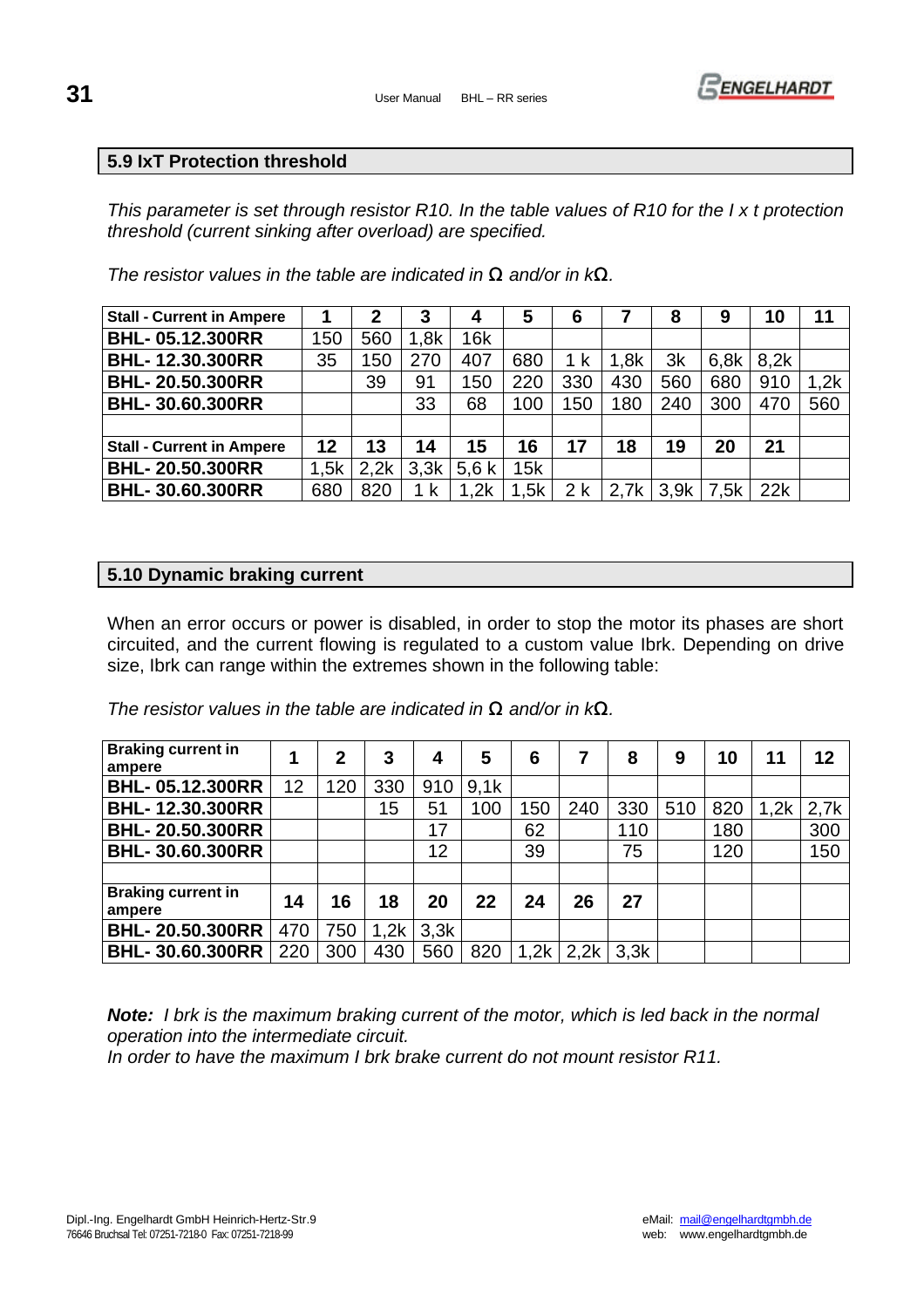## 5.9 IxT Protection threshold

*This parameter is set through resistor R10. In the table values of R10 for the I x t protection threshold (current sinking after overload) are specified.*

*The resistor values in the table are indicated in Ω and/or in kΩ.*

| **Stall - Current in Ampere** | **1** | **2** | **3** | **4** | **5** | **6** | **7** | **8** | **9** | **10** | **11** |
|---|---|---|---|---|---|---|---|---|---|---|---|
| **BHL- 05.12.300RR** | 150 | 560 | 1,8k | 16k | | | | | | | |
| **BHL- 12.30.300RR** | 35 | 150 | 270 | 407 | 680 | 1 k | 1,8k | 3k | 6,8k | 8,2k | |
| **BHL- 20.50.300RR** | | 39 | 91 | 150 | 220 | 330 | 430 | 560 | 680 | 910 | 1,2k |
| **BHL- 30.60.300RR** | | | 33 | 68 | 100 | 150 | 180 | 240 | 300 | 470 | 560 |
| | | | | | | | | | | | |
| **Stall - Current in Ampere** | **12** | **13** | **14** | **15** | **16** | **17** | **18** | **19** | **20** | **21** | |
| **BHL- 20.50.300RR** | 1,5k | 2,2k | 3,3k | 5,6 k | 15k | | | | | | |
| **BHL- 30.60.300RR** | 680 | 820 | 1 k | 1,2k | 1,5k | 2 k | 2,7k | 3,9k | 7,5k | 22k | |

## 5.10 Dynamic braking current

When an error occurs or power is disabled, in order to stop the motor its phases are short circuited, and the current flowing is regulated to a custom value Ibrk. Depending on drive size, Ibrk can range within the extremes shown in the following table:

*The resistor values in the table are indicated in Ω and/or in kΩ.*

| **Braking current in ampere** | **1** | **2** | **3** | **4** | **5** | **6** | **7** | **8** | **9** | **10** | **11** | **12** |
|---|---|---|---|---|---|---|---|---|---|---|---|---|
| **BHL- 05.12.300RR** | 12 | 120 | 330 | 910 | 9,1k | | | | | | | |
| **BHL- 12.30.300RR** | | | 15 | 51 | 100 | 150 | 240 | 330 | 510 | 820 | 1,2k | 2,7k |
| **BHL- 20.50.300RR** | | | | 17 | | 62 | | 110 | | 180 | | 300 |
| **BHL- 30.60.300RR** | | | | 12 | | 39 | | 75 | | 120 | | 150 |
| | | | | | | | | | | | | |
| **Braking current in ampere** | **14** | **16** | **18** | **20** | **22** | **24** | **26** | **27** | | | | |
| **BHL- 20.50.300RR** | 470 | 750 | 1,2k | 3,3k | | | | | | | | |
| **BHL- 30.60.300RR** | 220 | 300 | 430 | 560 | 820 | 1,2k | 2,2k | 3,3k | | | | |

***Note:*** *I brk is the maximum braking current of the motor, which is led back in the normal operation into the intermediate circuit.*
*In order to have the maximum I brk brake current do not mount resistor R11.*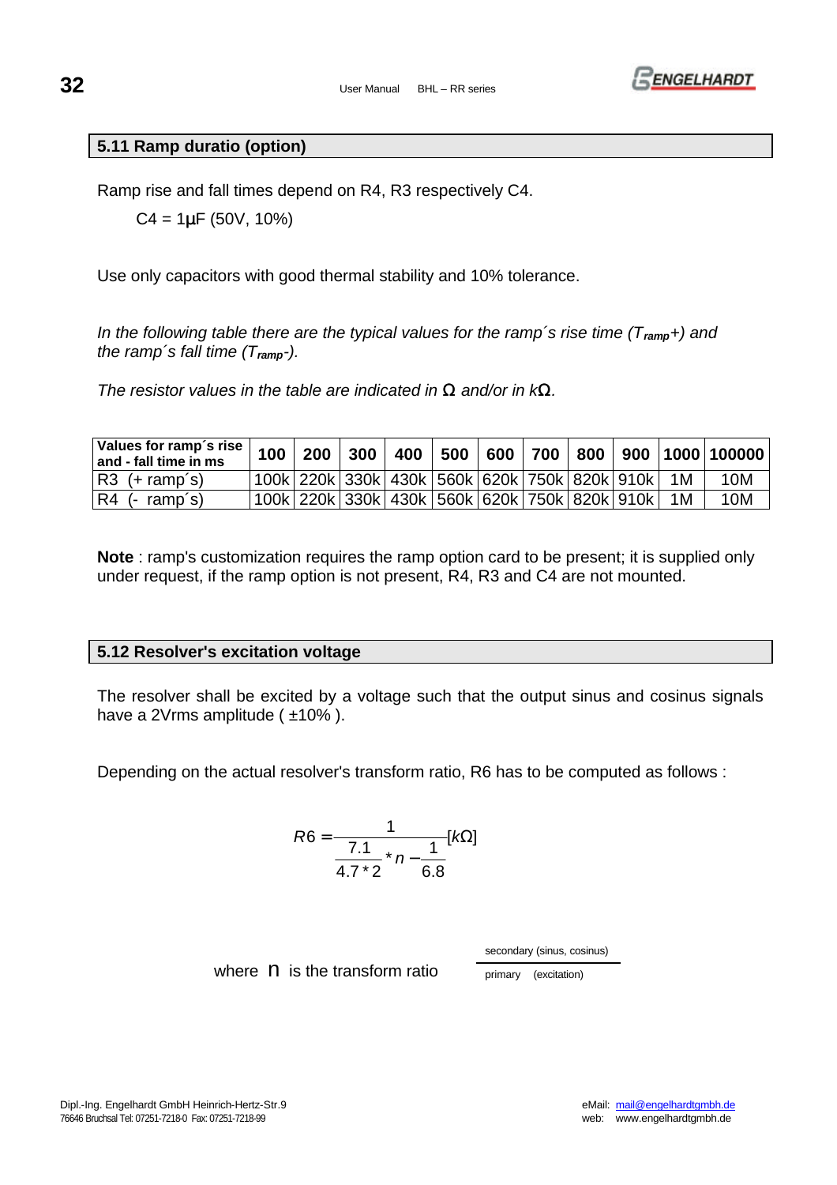## 5.11 Ramp duratio (option)

Ramp rise and fall times depend on R4, R3 respectively C4.

C4 = 1µF (50V, 10%)

Use only capacitors with good thermal stability and 10% tolerance.

*In the following table there are the typical values for the ramp´s rise time ($T_{ramp}$+) and the ramp´s fall time ($T_{ramp}$-).*

*The resistor values in the table are indicated in Ω and/or in kΩ.*

| Values for ramp´s rise and - fall time in ms | 100 | 200 | 300 | 400 | 500 | 600 | 700 | 800 | 900 | 1000 | 100000 |
|---|---|---|---|---|---|---|---|---|---|---|---|
| R3 (+ ramp´s) | 100k | 220k | 330k | 430k | 560k | 620k | 750k | 820k | 910k | 1M | 10M |
| R4 (- ramp´s) | 100k | 220k | 330k | 430k | 560k | 620k | 750k | 820k | 910k | 1M | 10M |

**Note** : ramp's customization requires the ramp option card to be present; it is supplied only under request, if the ramp option is not present, R4, R3 and C4 are not mounted.

## 5.12 Resolver's excitation voltage

The resolver shall be excited by a voltage such that the output sinus and cosinus signals have a 2Vrms amplitude ( ±10% ).

Depending on the actual resolver's transform ratio, R6 has to be computed as follows :

$$R6 = \frac{1}{\frac{7.1}{4.7 * 2} * n - \frac{1}{6.8}} [k\Omega]$$

where $n$ is the transform ratio $\frac{\text{secondary (sinus, cosinus)}}{\text{primary (excitation)}}$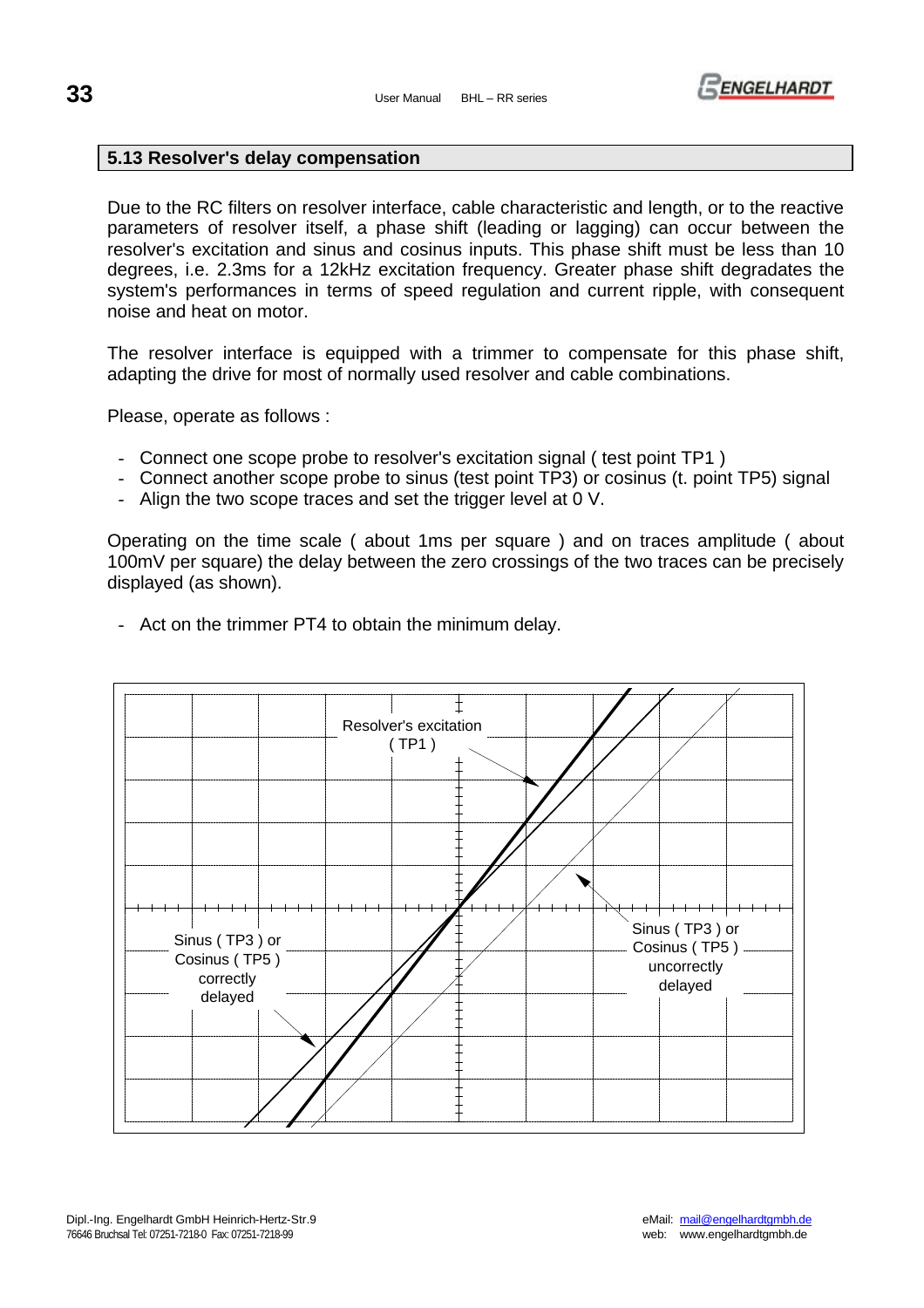## 5.13 Resolver's delay compensation

Due to the RC filters on resolver interface, cable characteristic and length, or to the reactive parameters of resolver itself, a phase shift (leading or lagging) can occur between the resolver's excitation and sinus and cosinus inputs. This phase shift must be less than 10 degrees, i.e. 2.3ms for a 12kHz excitation frequency. Greater phase shift degradates the system's performances in terms of speed regulation and current ripple, with consequent noise and heat on motor.

The resolver interface is equipped with a trimmer to compensate for this phase shift, adapting the drive for most of normally used resolver and cable combinations.

Please, operate as follows :

- Connect one scope probe to resolver's excitation signal ( test point TP1 )
- Connect another scope probe to sinus (test point TP3) or cosinus (t. point TP5) signal
- Align the two scope traces and set the trigger level at 0 V.

Operating on the time scale ( about 1ms per square ) and on traces amplitude ( about 100mV per square) the delay between the zero crossings of the two traces can be precisely displayed (as shown).

- Act on the trimmer PT4 to obtain the minimum delay.

Resolver's excitation ( TP1 )

Sinus ( TP3 ) or Cosinus ( TP5 ) correctly delayed

Sinus ( TP3 ) or Cosinus ( TP5 ) uncorrectly delayed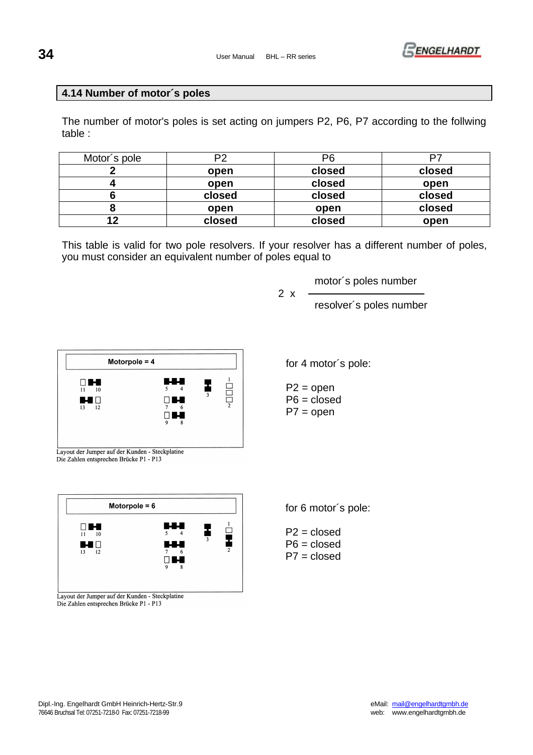## 4.14 Number of motor´s poles

The number of motor's poles is set acting on jumpers P2, P6, P7 according to the follwing table :

| Motor´s pole | P2 | P6 | P7 |
|---|---|---|---|
| **2** | **open** | **closed** | **closed** |
| **4** | **open** | **closed** | **open** |
| **6** | **closed** | **closed** | **closed** |
| **8** | **open** | **open** | **closed** |
| **12** | **closed** | **closed** | **open** |

This table is valid for two pole resolvers. If your resolver has a different number of poles, you must consider an equivalent number of poles equal to

$$2 \times \frac{\text{motor´s poles number}}{\text{resolver´s poles number}}$$

**Motorpole = 4**

Layout der Jumper auf der Kunden - Steckplatine
Die Zahlen entsprechen Brücke P1 - P13

for 4 motor´s pole:

P2 = open
P6 = closed
P7 = open

**Motorpole = 6**

Layout der Jumper auf der Kunden - Steckplatine
Die Zahlen entsprechen Brücke P1 - P13

for 6 motor´s pole:

P2 = closed
P6 = closed
P7 = closed

Dipl.-Ing. Engelhardt GmbH Heinrich-Hertz-Str.9
76646 Bruchsal Tel: 07251-7218-0 Fax: 07251-7218-99

eMail: mail@engelhardtgmbh.de
web: www.engelhardtgmbh.de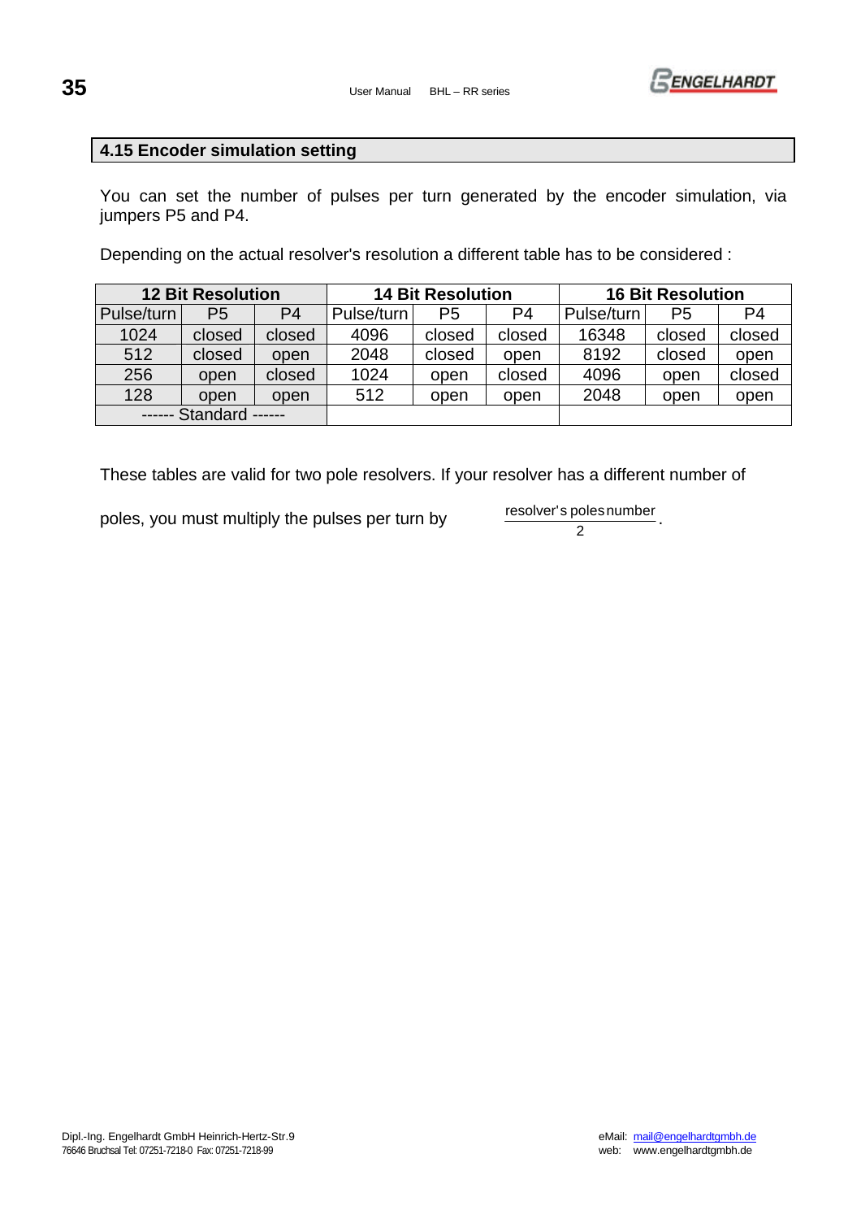## 4.15 Encoder simulation setting

You can set the number of pulses per turn generated by the encoder simulation, via jumpers P5 and P4.

Depending on the actual resolver's resolution a different table has to be considered :

| 12 Bit Resolution | | | 14 Bit Resolution | | | 16 Bit Resolution | | |
|---|---|---|---|---|---|---|---|---|
| Pulse/turn | P5 | P4 | Pulse/turn | P5 | P4 | Pulse/turn | P5 | P4 |
| 1024 | closed | closed | 4096 | closed | closed | 16348 | closed | closed |
| 512 | closed | open | 2048 | closed | open | 8192 | closed | open |
| 256 | open | closed | 1024 | open | closed | 4096 | open | closed |
| 128 | open | open | 512 | open | open | 2048 | open | open |
| ------ Standard ------ | | | | | | | | |

These tables are valid for two pole resolvers. If your resolver has a different number of poles, you must multiply the pulses per turn by $\frac{\text{resolver's poles number}}{2}$.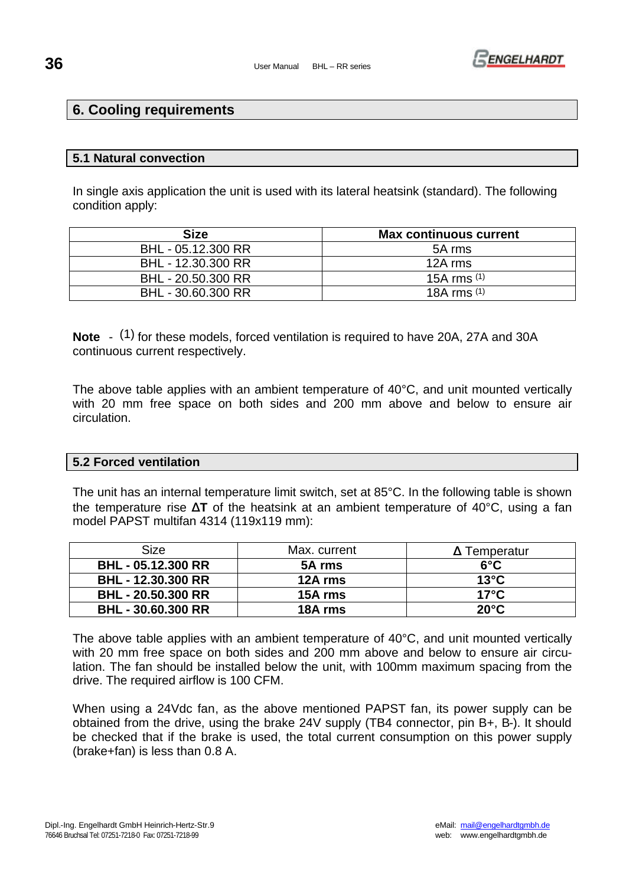# 6. Cooling requirements

## 5.1 Natural convection

In single axis application the unit is used with its lateral heatsink (standard). The following condition apply:

| Size | Max continuous current |
| --- | --- |
| BHL - 05.12.300 RR | 5A rms |
| BHL - 12.30.300 RR | 12A rms |
| BHL - 20.50.300 RR | 15A rms [1] |
| BHL - 30.60.300 RR | 18A rms [1] |

**Note** - [1] for these models, forced ventilation is required to have 20A, 27A and 30A continuous current respectively.

The above table applies with an ambient temperature of 40°C, and unit mounted vertically with 20 mm free space on both sides and 200 mm above and below to ensure air circulation.

## 5.2 Forced ventilation

The unit has an internal temperature limit switch, set at 85°C. In the following table is shown the temperature rise **ΔT** of the heatsink at an ambient temperature of 40°C, using a fan model PAPST multifan 4314 (119x119 mm):

| Size | Max. current | Δ Temperatur |
| --- | --- | --- |
| **BHL - 05.12.300 RR** | **5A rms** | **6°C** |
| **BHL - 12.30.300 RR** | **12A rms** | **13°C** |
| **BHL - 20.50.300 RR** | **15A rms** | **17°C** |
| **BHL - 30.60.300 RR** | **18A rms** | **20°C** |

The above table applies with an ambient temperature of 40°C, and unit mounted vertically with 20 mm free space on both sides and 200 mm above and below to ensure air circulation. The fan should be installed below the unit, with 100mm maximum spacing from the drive. The required airflow is 100 CFM.

When using a 24Vdc fan, as the above mentioned PAPST fan, its power supply can be obtained from the drive, using the brake 24V supply (TB4 connector, pin B+, B-). It should be checked that if the brake is used, the total current consumption on this power supply (brake+fan) is less than 0.8 A.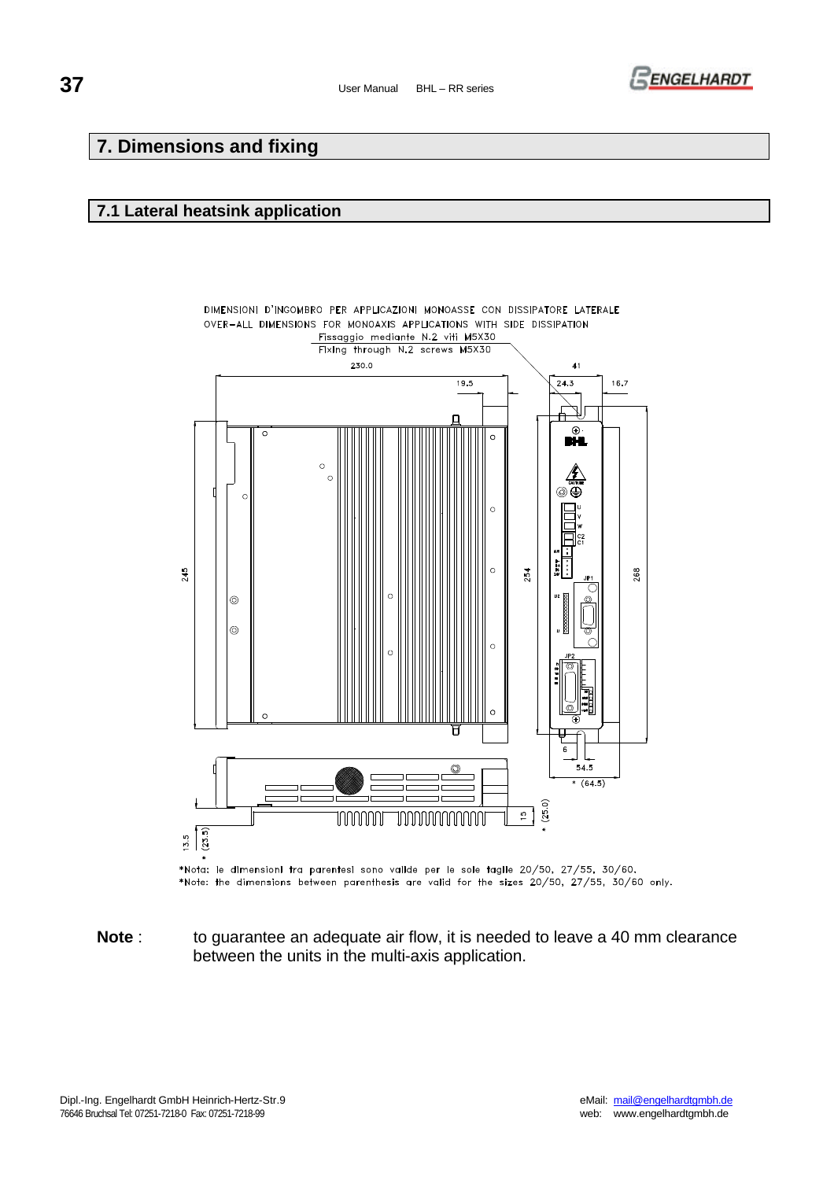# 7. Dimensions and fixing

## 7.1 Lateral heatsink application

DIMENSIONI D'INGOMBRO PER APPLICAZIONI MONOASSE CON DISSIPATORE LATERALE
OVER-ALL DIMENSIONS FOR MONOAXIS APPLICATIONS WITH SIDE DISSIPATION

Fissaggio mediante N.2 viti M5X30
Fixing through N.2 screws M5X30

*Nota: le dimensioni tra parentesi sono valide per le sole taglie 20/50, 27/55, 30/60.
*Note: the dimensions between parenthesis are valid for the sizes 20/50, 27/55, 30/60 only.

**Note** : to guarantee an adequate air flow, it is needed to leave a 40 mm clearance between the units in the multi-axis application.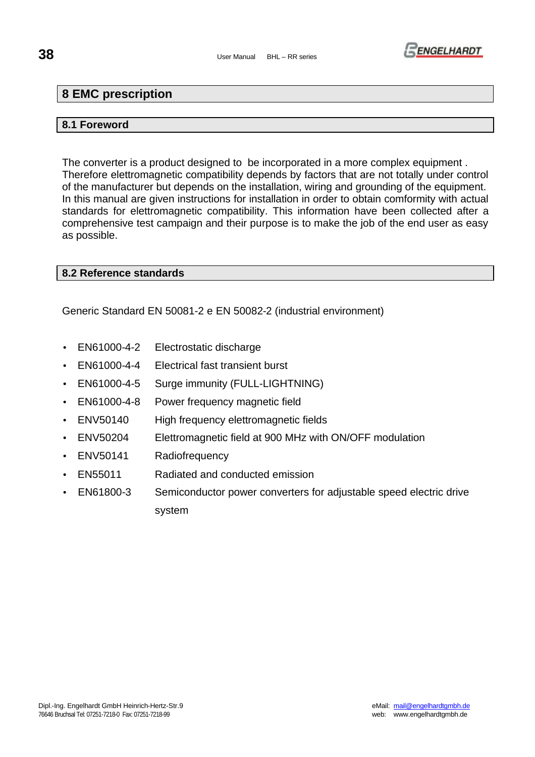# 8 EMC prescription

## 8.1 Foreword

The converter is a product designed to be incorporated in a more complex equipment . Therefore elettromagnetic compatibility depends by factors that are not totally under control of the manufacturer but depends on the installation, wiring and grounding of the equipment. In this manual are given instructions for installation in order to obtain comformity with actual standards for elettromagnetic compatibility. This information have been collected after a comprehensive test campaign and their purpose is to make the job of the end user as easy as possible.

## 8.2 Reference standards

Generic Standard EN 50081-2 e EN 50082-2 (industrial environment)

- EN61000-4-2 Electrostatic discharge
- EN61000-4-4 Electrical fast transient burst
- EN61000-4-5 Surge immunity (FULL-LIGHTNING)
- EN61000-4-8 Power frequency magnetic field
- ENV50140 High frequency elettromagnetic fields
- ENV50204 Elettromagnetic field at 900 MHz with ON/OFF modulation
- ENV50141 Radiofrequency
- EN55011 Radiated and conducted emission
- EN61800-3 Semiconductor power converters for adjustable speed electric drive system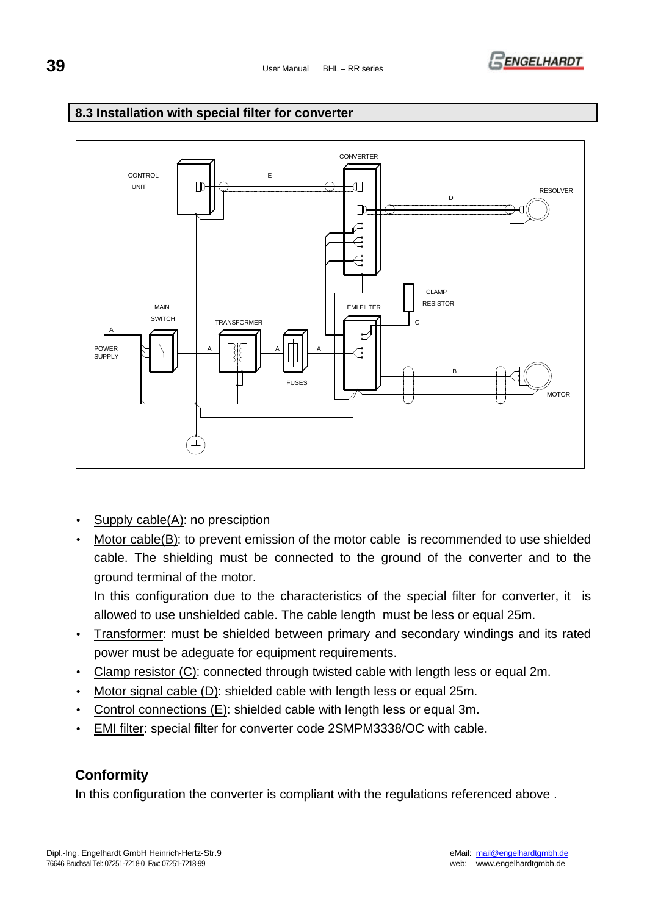## 8.3 Installation with special filter for converter

- Supply cable(A): no presciption
- Motor cable(B): to prevent emission of the motor cable is recommended to use shielded cable. The shielding must be connected to the ground of the converter and to the ground terminal of the motor.

  In this configuration due to the characteristics of the special filter for converter, it is allowed to use unshielded cable. The cable length must be less or equal 25m.
- Transformer: must be shielded between primary and secondary windings and its rated power must be adeguate for equipment requirements.
- Clamp resistor (C): connected through twisted cable with length less or equal 2m.
- Motor signal cable (D): shielded cable with length less or equal 25m.
- Control connections (E): shielded cable with length less or equal 3m.
- EMI filter: special filter for converter code 2SMPM3338/OC with cable.

### Conformity

In this configuration the converter is compliant with the regulations referenced above .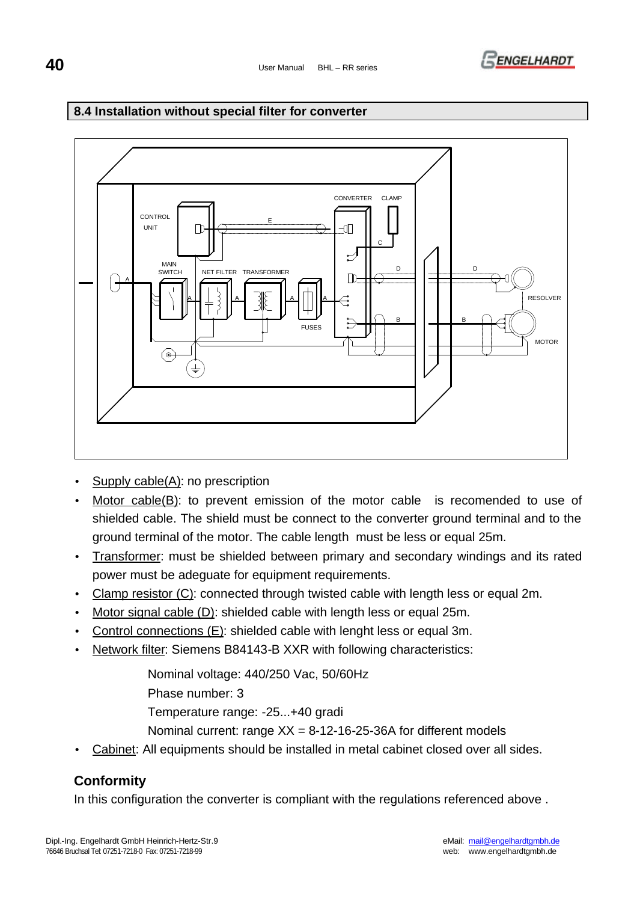## 8.4 Installation without special filter for converter

- Supply cable(A): no prescription
- Motor cable(B): to prevent emission of the motor cable is recomended to use of shielded cable. The shield must be connect to the converter ground terminal and to the ground terminal of the motor. The cable length must be less or equal 25m.
- Transformer: must be shielded between primary and secondary windings and its rated power must be adeguate for equipment requirements.
- Clamp resistor (C): connected through twisted cable with length less or equal 2m.
- Motor signal cable (D): shielded cable with length less or equal 25m.
- Control connections (E): shielded cable with lenght less or equal 3m.
- Network filter: Siemens B84143-B XXR with following characteristics:

  Nominal voltage: 440/250 Vac, 50/60Hz

  Phase number: 3

  Temperature range: -25...+40 gradi

  Nominal current: range XX = 8-12-16-25-36A for different models

- Cabinet: All equipments should be installed in metal cabinet closed over all sides.

### Conformity

In this configuration the converter is compliant with the regulations referenced above .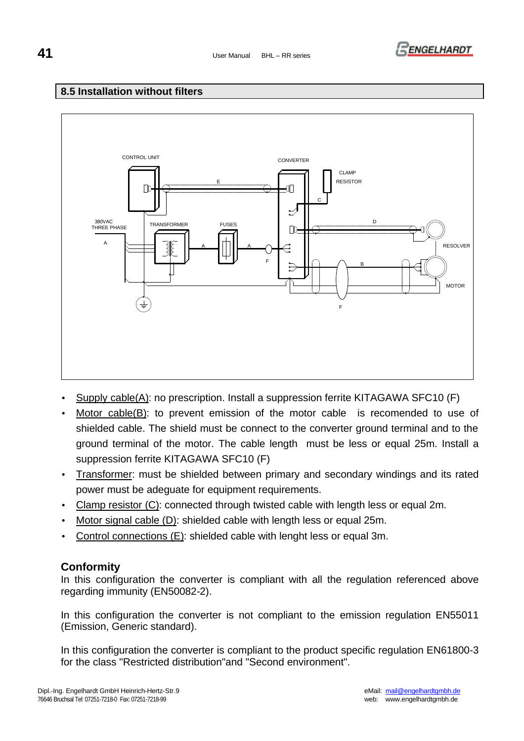## 8.5 Installation without filters

- Supply cable(A): no prescription. Install a suppression ferrite KITAGAWA SFC10 (F)
- Motor cable(B): to prevent emission of the motor cable is recomended to use of shielded cable. The shield must be connect to the converter ground terminal and to the ground terminal of the motor. The cable length must be less or equal 25m. Install a suppression ferrite KITAGAWA SFC10 (F)
- Transformer: must be shielded between primary and secondary windings and its rated power must be adeguate for equipment requirements.
- Clamp resistor (C): connected through twisted cable with length less or equal 2m.
- Motor signal cable (D): shielded cable with length less or equal 25m.
- Control connections (E): shielded cable with lenght less or equal 3m.

### Conformity

In this configuration the converter is compliant with all the regulation referenced above regarding immunity (EN50082-2).

In this configuration the converter is not compliant to the emission regulation EN55011 (Emission, Generic standard).

In this configuration the converter is compliant to the product specific regulation EN61800-3 for the class "Restricted distribution"and "Second environment".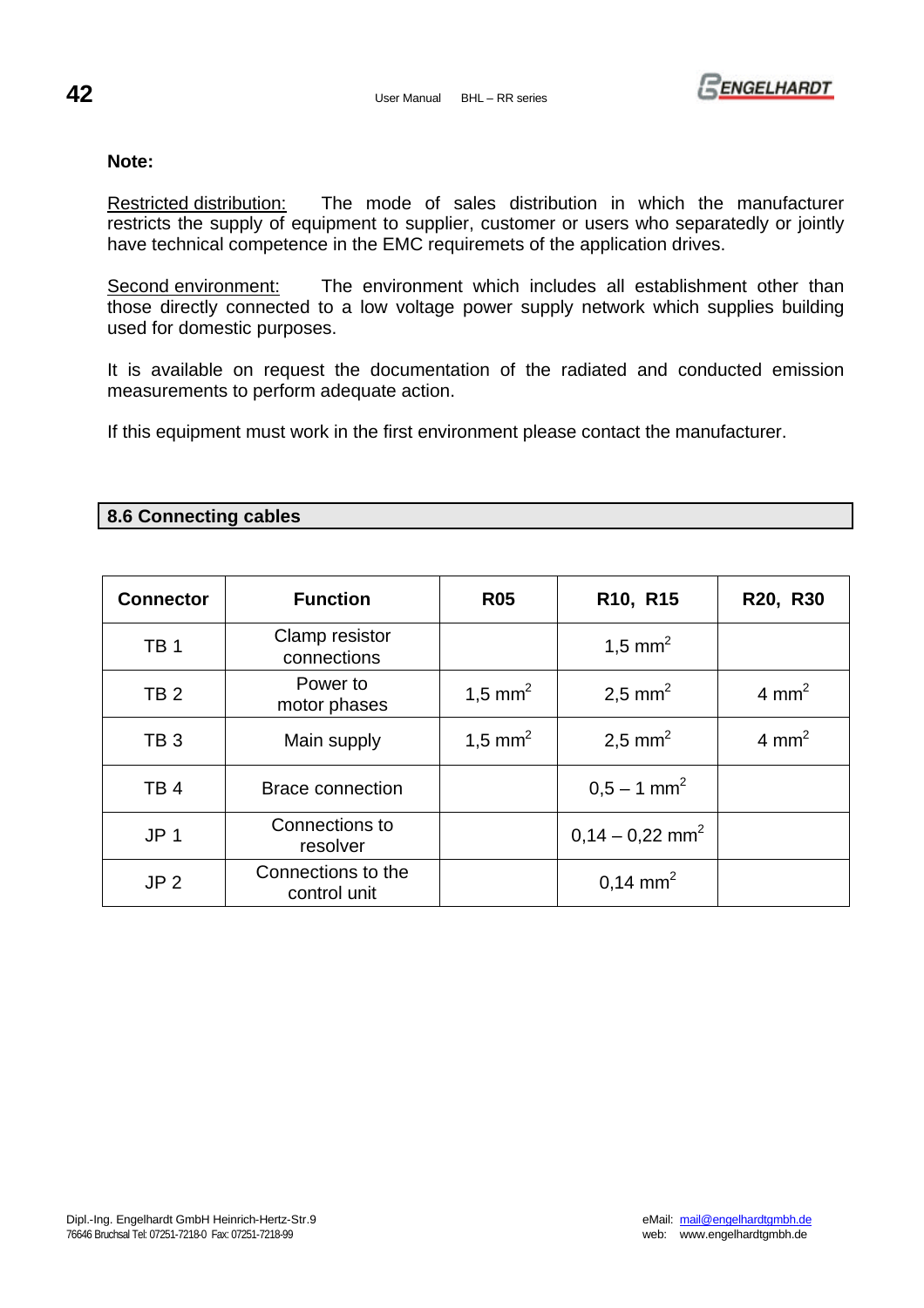**Note:**

Restricted distribution: The mode of sales distribution in which the manufacturer restricts the supply of equipment to supplier, customer or users who separatedly or jointly have technical competence in the EMC requiremets of the application drives.

Second environment: The environment which includes all establishment other than those directly connected to a low voltage power supply network which supplies building used for domestic purposes.

It is available on request the documentation of the radiated and conducted emission measurements to perform adequate action.

If this equipment must work in the first environment please contact the manufacturer.

## 8.6 Connecting cables

| Connector | Function | R05 | R10, R15 | R20, R30 |
|---|---|---|---|---|
| TB 1 | Clamp resistor connections | | 1,5 mm$^2$ | |
| TB 2 | Power to motor phases | 1,5 mm$^2$ | 2,5 mm$^2$ | 4 mm$^2$ |
| TB 3 | Main supply | 1,5 mm$^2$ | 2,5 mm$^2$ | 4 mm$^2$ |
| TB 4 | Brace connection | | 0,5 – 1 mm$^2$ | |
| JP 1 | Connections to resolver | | 0,14 – 0,22 mm$^2$ | |
| JP 2 | Connections to the control unit | | 0,14 mm$^2$ | |

Dipl.-Ing. Engelhardt GmbH Heinrich-Hertz-Str.9
76646 Bruchsal Tel: 07251-7218-0 Fax: 07251-7218-99

eMail: mail@engelhardtgmbh.de
web: www.engelhardtgmbh.de